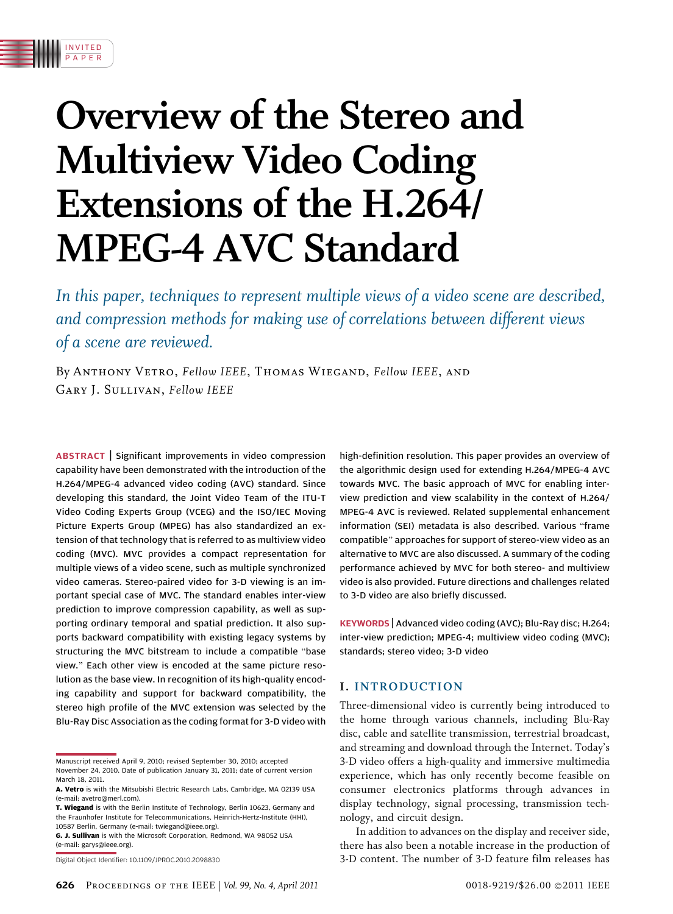INVITED PAPER

# Overview of the Stereo and Multiview Video Coding Extensions of the H.264/ MPEG-4 AVC Standard

*In this paper, techniques to represent multiple views of a video scene are described, and compression methods for making use of correlations between different views of a scene are reviewed.*

By Anthony Vetro, *Fellow IEEE*, Thomas Wiegand, *Fellow IEEE*, and Gary J. Sullivan, *Fellow IEEE*

**ABSTRACT** | Significant improvements in video compression capability have been demonstrated with the introduction of the H.264/MPEG-4 advanced video coding (AVC) standard. Since developing this standard, the Joint Video Team of the ITU-T Video Coding Experts Group (VCEG) and the ISO/IEC Moving Picture Experts Group (MPEG) has also standardized an extension of that technology that is referred to as multiview video coding (MVC). MVC provides a compact representation for multiple views of a video scene, such as multiple synchronized video cameras. Stereo-paired video for 3-D viewing is an important special case of MVC. The standard enables inter-view prediction to improve compression capability, as well as supporting ordinary temporal and spatial prediction. It also supports backward compatibility with existing legacy systems by structuring the MVC bitstream to include a compatible "base view." Each other view is encoded at the same picture resolution as the base view. In recognition of its high-quality encoding capability and support for backward compatibility, the stereo high profile of the MVC extension was selected by the Blu-Ray Disc Association as the coding format for 3-D video with high-definition resolution. This paper provides an overview of the algorithmic design used for extending H.264/MPEG-4 AVC towards MVC. The basic approach of MVC for enabling inter-view prediction and view scalability in the context of H.264/MPEG-4 AVC is reviewed. Related supplemental enhancement information (SEI) metadata is also described. Various "frame compatible" approaches for support of stereo-view video as an alternative to MVC are also discussed. A summary of the coding performance achieved by MVC for both stereo- and multiview video is also provided. Future directions and challenges related to 3-D video are also briefly discussed.

**KEYWORDS** | Advanced video coding (AVC); Blu-Ray disc; H.264; inter-view prediction; MPEG-4; multiview video coding (MVC); standards; stereo video; 3-D video

Manuscript received April 9, 2010; revised September 30, 2010; accepted November 24, 2010. Date of publication January 31, 2011; date of current version March 18, 2011.

**A. Vetro** is with the Mitsubishi Electric Research Labs, Cambridge, MA 02139 USA (e-mail: avetro@merl.com).

**T. Wiegand** is with the Berlin Institute of Technology, Berlin 10623, Germany and the Fraunhofer Institute for Telecommunications, Heinrich-Hertz-Institute (HHI), 10587 Berlin, Germany (e-mail: twiegand@ieee.org).

**G. J. Sullivan** is with the Microsoft Corporation, Redmond, WA 98052 USA (e-mail: garys@ieee.org).

Digital Object Identifier: 10.1109/JPROC.2010.2098830

## I. INTRODUCTION

Three-dimensional video is currently being introduced to the home through various channels, including Blu-Ray disc, cable and satellite transmission, terrestrial broadcast, and streaming and download through the Internet. Today's 3-D video offers a high-quality and immersive multimedia experience, which has only recently become feasible on consumer electronics platforms through advances in display technology, signal processing, transmission technology, and circuit design.

In addition to advances on the display and receiver side, there has also been a notable increase in the production of 3-D content. The number of 3-D feature film releases has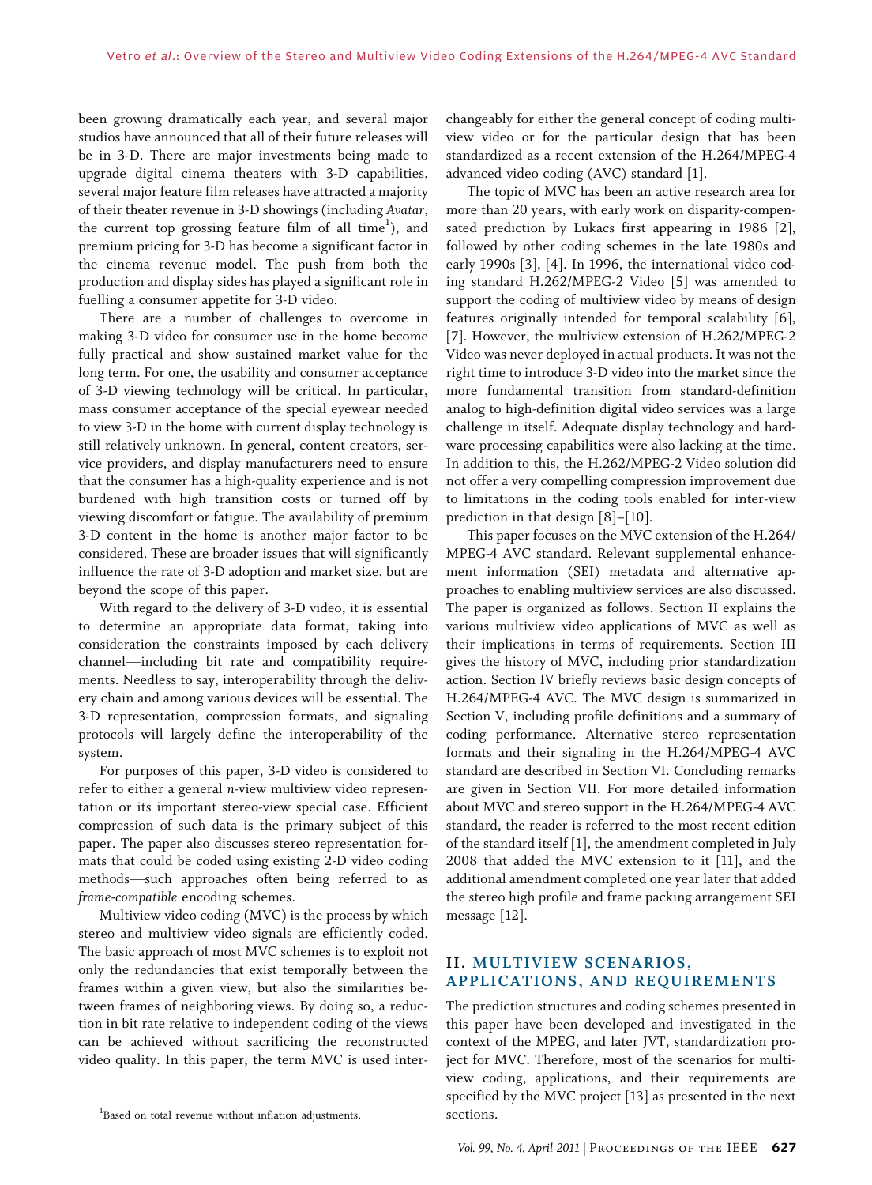been growing dramatically each year, and several major studios have announced that all of their future releases will be in 3-D. There are major investments being made to upgrade digital cinema theaters with 3-D capabilities, several major feature film releases have attracted a majority of their theater revenue in 3-D showings (including *Avatar*, the current top grossing feature film of all time[1]), and premium pricing for 3-D has become a significant factor in the cinema revenue model. The push from both the production and display sides has played a significant role in fuelling a consumer appetite for 3-D video.

There are a number of challenges to overcome in making 3-D video for consumer use in the home become fully practical and show sustained market value for the long term. For one, the usability and consumer acceptance of 3-D viewing technology will be critical. In particular, mass consumer acceptance of the special eyewear needed to view 3-D in the home with current display technology is still relatively unknown. In general, content creators, service providers, and display manufacturers need to ensure that the consumer has a high-quality experience and is not burdened with high transition costs or turned off by viewing discomfort or fatigue. The availability of premium 3-D content in the home is another major factor to be considered. These are broader issues that will significantly influence the rate of 3-D adoption and market size, but are beyond the scope of this paper.

With regard to the delivery of 3-D video, it is essential to determine an appropriate data format, taking into consideration the constraints imposed by each delivery channel—including bit rate and compatibility requirements. Needless to say, interoperability through the delivery chain and among various devices will be essential. The 3-D representation, compression formats, and signaling protocols will largely define the interoperability of the system.

For purposes of this paper, 3-D video is considered to refer to either a general *n*-view multiview video representation or its important stereo-view special case. Efficient compression of such data is the primary subject of this paper. The paper also discusses stereo representation formats that could be coded using existing 2-D video coding methods—such approaches often being referred to as *frame-compatible* encoding schemes.

Multiview video coding (MVC) is the process by which stereo and multiview video signals are efficiently coded. The basic approach of most MVC schemes is to exploit not only the redundancies that exist temporally between the frames within a given view, but also the similarities between frames of neighboring views. By doing so, a reduction in bit rate relative to independent coding of the views can be achieved without sacrificing the reconstructed video quality. In this paper, the term MVC is used interchangeably for either the general concept of coding multiview video or for the particular design that has been standardized as a recent extension of the H.264/MPEG-4 advanced video coding (AVC) standard [1].

The topic of MVC has been an active research area for more than 20 years, with early work on disparity-compensated prediction by Lukacs first appearing in 1986 [2], followed by other coding schemes in the late 1980s and early 1990s [3], [4]. In 1996, the international video coding standard H.262/MPEG-2 Video [5] was amended to support the coding of multiview video by means of design features originally intended for temporal scalability [6], [7]. However, the multiview extension of H.262/MPEG-2 Video was never deployed in actual products. It was not the right time to introduce 3-D video into the market since the more fundamental transition from standard-definition analog to high-definition digital video services was a large challenge in itself. Adequate display technology and hardware processing capabilities were also lacking at the time. In addition to this, the H.262/MPEG-2 Video solution did not offer a very compelling compression improvement due to limitations in the coding tools enabled for inter-view prediction in that design [8]–[10].

This paper focuses on the MVC extension of the H.264/MPEG-4 AVC standard. Relevant supplemental enhancement information (SEI) metadata and alternative approaches to enabling multiview services are also discussed. The paper is organized as follows. Section II explains the various multiview video applications of MVC as well as their implications in terms of requirements. Section III gives the history of MVC, including prior standardization action. Section IV briefly reviews basic design concepts of H.264/MPEG-4 AVC. The MVC design is summarized in Section V, including profile definitions and a summary of coding performance. Alternative stereo representation formats and their signaling in the H.264/MPEG-4 AVC standard are described in Section VI. Concluding remarks are given in Section VII. For more detailed information about MVC and stereo support in the H.264/MPEG-4 AVC standard, the reader is referred to the most recent edition of the standard itself [1], the amendment completed in July 2008 that added the MVC extension to it [11], and the additional amendment completed one year later that added the stereo high profile and frame packing arrangement SEI message [12].

## II. MULTIVIEW SCENARIOS, APPLICATIONS, AND REQUIREMENTS

The prediction structures and coding schemes presented in this paper have been developed and investigated in the context of the MPEG, and later JVT, standardization project for MVC. Therefore, most of the scenarios for multiview coding, applications, and their requirements are specified by the MVC project [13] as presented in the next sections.

[1]Based on total revenue without inflation adjustments.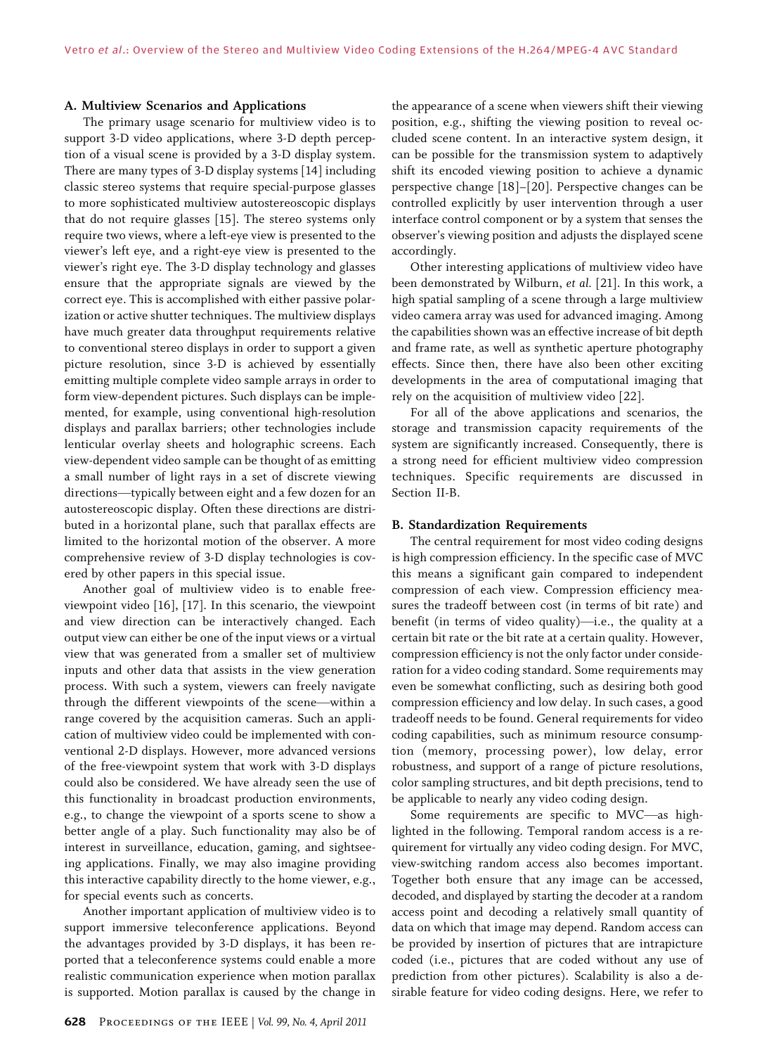### A. Multiview Scenarios and Applications

The primary usage scenario for multiview video is to support 3-D video applications, where 3-D depth perception of a visual scene is provided by a 3-D display system. There are many types of 3-D display systems [14] including classic stereo systems that require special-purpose glasses to more sophisticated multiview autostereoscopic displays that do not require glasses [15]. The stereo systems only require two views, where a left-eye view is presented to the viewer's left eye, and a right-eye view is presented to the viewer's right eye. The 3-D display technology and glasses ensure that the appropriate signals are viewed by the correct eye. This is accomplished with either passive polarization or active shutter techniques. The multiview displays have much greater data throughput requirements relative to conventional stereo displays in order to support a given picture resolution, since 3-D is achieved by essentially emitting multiple complete video sample arrays in order to form view-dependent pictures. Such displays can be implemented, for example, using conventional high-resolution displays and parallax barriers; other technologies include lenticular overlay sheets and holographic screens. Each view-dependent video sample can be thought of as emitting a small number of light rays in a set of discrete viewing directions—typically between eight and a few dozen for an autostereoscopic display. Often these directions are distributed in a horizontal plane, such that parallax effects are limited to the horizontal motion of the observer. A more comprehensive review of 3-D display technologies is covered by other papers in this special issue.

Another goal of multiview video is to enable free-viewpoint video [16], [17]. In this scenario, the viewpoint and view direction can be interactively changed. Each output view can either be one of the input views or a virtual view that was generated from a smaller set of multiview inputs and other data that assists in the view generation process. With such a system, viewers can freely navigate through the different viewpoints of the scene—within a range covered by the acquisition cameras. Such an application of multiview video could be implemented with conventional 2-D displays. However, more advanced versions of the free-viewpoint system that work with 3-D displays could also be considered. We have already seen the use of this functionality in broadcast production environments, e.g., to change the viewpoint of a sports scene to show a better angle of a play. Such functionality may also be of interest in surveillance, education, gaming, and sightseeing applications. Finally, we may also imagine providing this interactive capability directly to the home viewer, e.g., for special events such as concerts.

Another important application of multiview video is to support immersive teleconference applications. Beyond the advantages provided by 3-D displays, it has been reported that a teleconference systems could enable a more realistic communication experience when motion parallax is supported. Motion parallax is caused by the change in the appearance of a scene when viewers shift their viewing position, e.g., shifting the viewing position to reveal occluded scene content. In an interactive system design, it can be possible for the transmission system to adaptively shift its encoded viewing position to achieve a dynamic perspective change [18]–[20]. Perspective changes can be controlled explicitly by user intervention through a user interface control component or by a system that senses the observer's viewing position and adjusts the displayed scene accordingly.

Other interesting applications of multiview video have been demonstrated by Wilburn, *et al.* [21]. In this work, a high spatial sampling of a scene through a large multiview video camera array was used for advanced imaging. Among the capabilities shown was an effective increase of bit depth and frame rate, as well as synthetic aperture photography effects. Since then, there have also been other exciting developments in the area of computational imaging that rely on the acquisition of multiview video [22].

For all of the above applications and scenarios, the storage and transmission capacity requirements of the system are significantly increased. Consequently, there is a strong need for efficient multiview video compression techniques. Specific requirements are discussed in Section II-B.

### B. Standardization Requirements

The central requirement for most video coding designs is high compression efficiency. In the specific case of MVC this means a significant gain compared to independent compression of each view. Compression efficiency measures the tradeoff between cost (in terms of bit rate) and benefit (in terms of video quality)—i.e., the quality at a certain bit rate or the bit rate at a certain quality. However, compression efficiency is not the only factor under consideration for a video coding standard. Some requirements may even be somewhat conflicting, such as desiring both good compression efficiency and low delay. In such cases, a good tradeoff needs to be found. General requirements for video coding capabilities, such as minimum resource consumption (memory, processing power), low delay, error robustness, and support of a range of picture resolutions, color sampling structures, and bit depth precisions, tend to be applicable to nearly any video coding design.

Some requirements are specific to MVC—as highlighted in the following. Temporal random access is a requirement for virtually any video coding design. For MVC, view-switching random access also becomes important. Together both ensure that any image can be accessed, decoded, and displayed by starting the decoder at a random access point and decoding a relatively small quantity of data on which that image may depend. Random access can be provided by insertion of pictures that are intrapicture coded (i.e., pictures that are coded without any use of prediction from other pictures). Scalability is also a desirable feature for video coding designs. Here, we refer to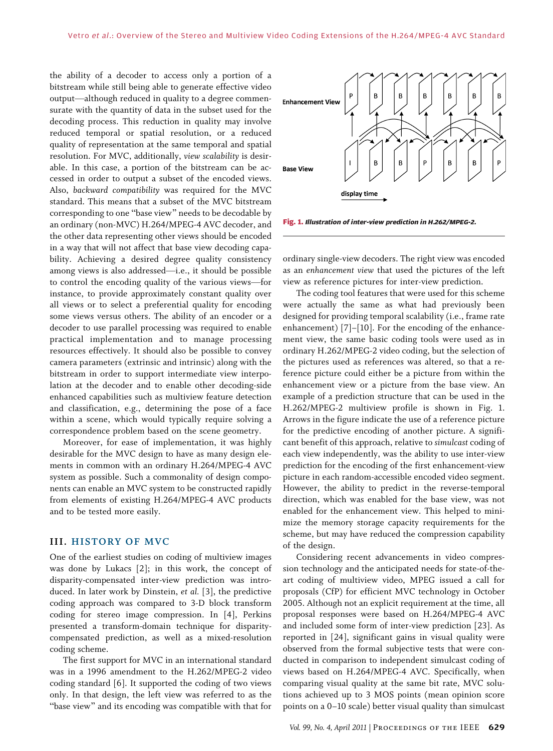the ability of a decoder to access only a portion of a bitstream while still being able to generate effective video output—although reduced in quality to a degree commensurate with the quantity of data in the subset used for the decoding process. This reduction in quality may involve reduced temporal or spatial resolution, or a reduced quality of representation at the same temporal and spatial resolution. For MVC, additionally, *view scalability* is desirable. In this case, a portion of the bitstream can be accessed in order to output a subset of the encoded views. Also, *backward compatibility* was required for the MVC standard. This means that a subset of the MVC bitstream corresponding to one "base view" needs to be decodable by an ordinary (non-MVC) H.264/MPEG-4 AVC decoder, and the other data representing other views should be encoded in a way that will not affect that base view decoding capability. Achieving a desired degree quality consistency among views is also addressed—i.e., it should be possible to control the encoding quality of the various views—for instance, to provide approximately constant quality over all views or to select a preferential quality for encoding some views versus others. The ability of an encoder or a decoder to use parallel processing was required to enable practical implementation and to manage processing resources effectively. It should also be possible to convey camera parameters (extrinsic and intrinsic) along with the bitstream in order to support intermediate view interpolation at the decoder and to enable other decoding-side enhanced capabilities such as multiview feature detection and classification, e.g., determining the pose of a face within a scene, which would typically require solving a correspondence problem based on the scene geometry.

Moreover, for ease of implementation, it was highly desirable for the MVC design to have as many design elements in common with an ordinary H.264/MPEG-4 AVC system as possible. Such a commonality of design components can enable an MVC system to be constructed rapidly from elements of existing H.264/MPEG-4 AVC products and to be tested more easily.

## III. HISTORY OF MVC

One of the earliest studies on coding of multiview images was done by Lukacs [2]; in this work, the concept of disparity-compensated inter-view prediction was introduced. In later work by Dinstein, *et al.* [3], the predictive coding approach was compared to 3-D block transform coding for stereo image compression. In [4], Perkins presented a transform-domain technique for disparity-compensated prediction, as well as a mixed-resolution coding scheme.

The first support for MVC in an international standard was in a 1996 amendment to the H.262/MPEG-2 video coding standard [6]. It supported the coding of two views only. In that design, the left view was referred to as the "base view" and its encoding was compatible with that for ordinary single-view decoders. The right view was encoded as an *enhancement view* that used the pictures of the left view as reference pictures for inter-view prediction.

**Fig. 1.** *Illustration of inter-view prediction in H.262/MPEG-2.*

The coding tool features that were used for this scheme were actually the same as what had previously been designed for providing temporal scalability (i.e., frame rate enhancement) [7]–[10]. For the encoding of the enhancement view, the same basic coding tools were used as in ordinary H.262/MPEG-2 video coding, but the selection of the pictures used as references was altered, so that a reference picture could either be a picture from within the enhancement view or a picture from the base view. An example of a prediction structure that can be used in the H.262/MPEG-2 multiview profile is shown in Fig. 1. Arrows in the figure indicate the use of a reference picture for the predictive encoding of another picture. A significant benefit of this approach, relative to *simulcast* coding of each view independently, was the ability to use inter-view prediction for the encoding of the first enhancement-view picture in each random-accessible encoded video segment. However, the ability to predict in the reverse-temporal direction, which was enabled for the base view, was not enabled for the enhancement view. This helped to minimize the memory storage capacity requirements for the scheme, but may have reduced the compression capability of the design.

Considering recent advancements in video compression technology and the anticipated needs for state-of-the-art coding of multiview video, MPEG issued a call for proposals (CfP) for efficient MVC technology in October 2005. Although not an explicit requirement at the time, all proposal responses were based on H.264/MPEG-4 AVC and included some form of inter-view prediction [23]. As reported in [24], significant gains in visual quality were observed from the formal subjective tests that were conducted in comparison to independent simulcast coding of views based on H.264/MPEG-4 AVC. Specifically, when comparing visual quality at the same bit rate, MVC solutions achieved up to 3 MOS points (mean opinion score points on a 0–10 scale) better visual quality than simulcast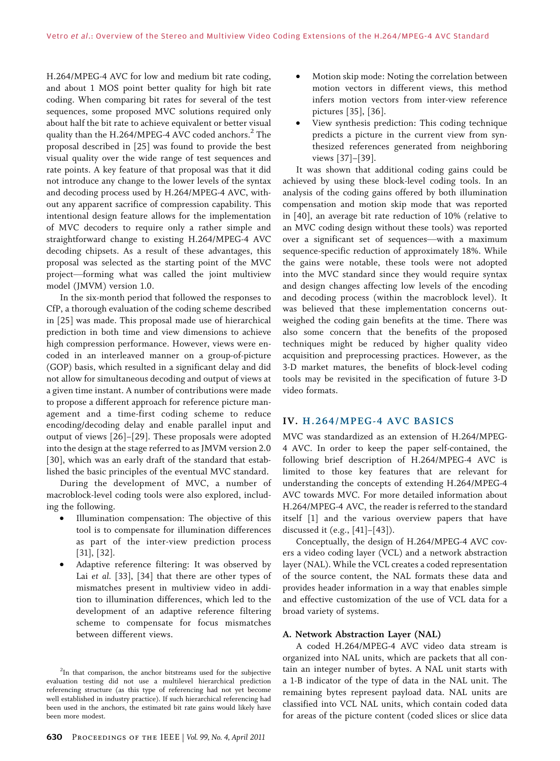H.264/MPEG-4 AVC for low and medium bit rate coding, and about 1 MOS point better quality for high bit rate coding. When comparing bit rates for several of the test sequences, some proposed MVC solutions required only about half the bit rate to achieve equivalent or better visual quality than the H.264/MPEG-4 AVC coded anchors.[2] The proposal described in [25] was found to provide the best visual quality over the wide range of test sequences and rate points. A key feature of that proposal was that it did not introduce any change to the lower levels of the syntax and decoding process used by H.264/MPEG-4 AVC, without any apparent sacrifice of compression capability. This intentional design feature allows for the implementation of MVC decoders to require only a rather simple and straightforward change to existing H.264/MPEG-4 AVC decoding chipsets. As a result of these advantages, this proposal was selected as the starting point of the MVC project—forming what was called the joint multiview model (JMVM) version 1.0.

In the six-month period that followed the responses to CfP, a thorough evaluation of the coding scheme described in [25] was made. This proposal made use of hierarchical prediction in both time and view dimensions to achieve high compression performance. However, views were encoded in an interleaved manner on a group-of-picture (GOP) basis, which resulted in a significant delay and did not allow for simultaneous decoding and output of views at a given time instant. A number of contributions were made to propose a different approach for reference picture management and a time-first coding scheme to reduce encoding/decoding delay and enable parallel input and output of views [26]–[29]. These proposals were adopted into the design at the stage referred to as JMVM version 2.0 [30], which was an early draft of the standard that established the basic principles of the eventual MVC standard.

During the development of MVC, a number of macroblock-level coding tools were also explored, including the following.

- Illumination compensation: The objective of this tool is to compensate for illumination differences as part of the inter-view prediction process [31], [32].
- Adaptive reference filtering: It was observed by Lai *et al.* [33], [34] that there are other types of mismatches present in multiview video in addition to illumination differences, which led to the development of an adaptive reference filtering scheme to compensate for focus mismatches between different views.
- Motion skip mode: Noting the correlation between motion vectors in different views, this method infers motion vectors from inter-view reference pictures [35], [36].
- View synthesis prediction: This coding technique predicts a picture in the current view from synthesized references generated from neighboring views [37]–[39].

It was shown that additional coding gains could be achieved by using these block-level coding tools. In an analysis of the coding gains offered by both illumination compensation and motion skip mode that was reported in [40], an average bit rate reduction of 10% (relative to an MVC coding design without these tools) was reported over a significant set of sequences—with a maximum sequence-specific reduction of approximately 18%. While the gains were notable, these tools were not adopted into the MVC standard since they would require syntax and design changes affecting low levels of the encoding and decoding process (within the macroblock level). It was believed that these implementation concerns outweighed the coding gain benefits at the time. There was also some concern that the benefits of the proposed techniques might be reduced by higher quality video acquisition and preprocessing practices. However, as the 3-D market matures, the benefits of block-level coding tools may be revisited in the specification of future 3-D video formats.

## IV. H.264/MPEG-4 AVC BASICS

MVC was standardized as an extension of H.264/MPEG-4 AVC. In order to keep the paper self-contained, the following brief description of H.264/MPEG-4 AVC is limited to those key features that are relevant for understanding the concepts of extending H.264/MPEG-4 AVC towards MVC. For more detailed information about H.264/MPEG-4 AVC, the reader is referred to the standard itself [1] and the various overview papers that have discussed it (e.g., [41]–[43]).

Conceptually, the design of H.264/MPEG-4 AVC covers a video coding layer (VCL) and a network abstraction layer (NAL). While the VCL creates a coded representation of the source content, the NAL formats these data and provides header information in a way that enables simple and effective customization of the use of VCL data for a broad variety of systems.

### A. Network Abstraction Layer (NAL)

A coded H.264/MPEG-4 AVC video data stream is organized into NAL units, which are packets that all contain an integer number of bytes. A NAL unit starts with a 1-B indicator of the type of data in the NAL unit. The remaining bytes represent payload data. NAL units are classified into VCL NAL units, which contain coded data for areas of the picture content (coded slices or slice data

[2] In that comparison, the anchor bitstreams used for the subjective evaluation testing did not use a multilevel hierarchical prediction referencing structure (as this type of referencing had not yet become well established in industry practice). If such hierarchical referencing had been used in the anchors, the estimated bit rate gains would likely have been more modest.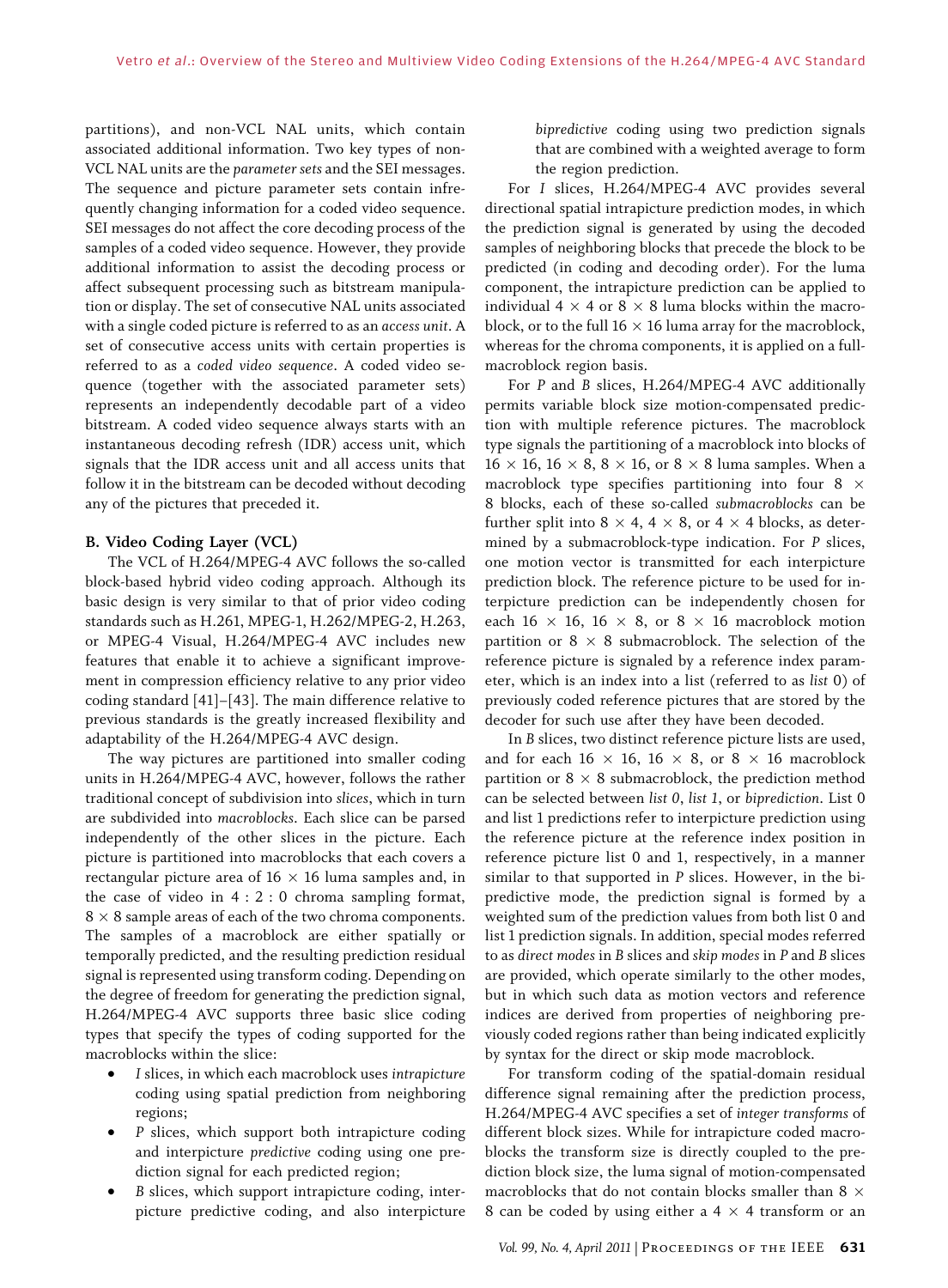partitions), and non-VCL NAL units, which contain associated additional information. Two key types of non-VCL NAL units are the *parameter sets* and the SEI messages. The sequence and picture parameter sets contain infrequently changing information for a coded video sequence. SEI messages do not affect the core decoding process of the samples of a coded video sequence. However, they provide additional information to assist the decoding process or affect subsequent processing such as bitstream manipulation or display. The set of consecutive NAL units associated with a single coded picture is referred to as an *access unit*. A set of consecutive access units with certain properties is referred to as a *coded video sequence*. A coded video sequence (together with the associated parameter sets) represents an independently decodable part of a video bitstream. A coded video sequence always starts with an instantaneous decoding refresh (IDR) access unit, which signals that the IDR access unit and all access units that follow it in the bitstream can be decoded without decoding any of the pictures that preceded it.

### B. Video Coding Layer (VCL)

The VCL of H.264/MPEG-4 AVC follows the so-called block-based hybrid video coding approach. Although its basic design is very similar to that of prior video coding standards such as H.261, MPEG-1, H.262/MPEG-2, H.263, or MPEG-4 Visual, H.264/MPEG-4 AVC includes new features that enable it to achieve a significant improvement in compression efficiency relative to any prior video coding standard [41]–[43]. The main difference relative to previous standards is the greatly increased flexibility and adaptability of the H.264/MPEG-4 AVC design.

The way pictures are partitioned into smaller coding units in H.264/MPEG-4 AVC, however, follows the rather traditional concept of subdivision into *slices*, which in turn are subdivided into *macroblocks*. Each slice can be parsed independently of the other slices in the picture. Each picture is partitioned into macroblocks that each covers a rectangular picture area of $16 \times 16$ luma samples and, in the case of video in 4 : 2 : 0 chroma sampling format, $8 \times 8$ sample areas of each of the two chroma components. The samples of a macroblock are either spatially or temporally predicted, and the resulting prediction residual signal is represented using transform coding. Depending on the degree of freedom for generating the prediction signal, H.264/MPEG-4 AVC supports three basic slice coding types that specify the types of coding supported for the macroblocks within the slice:

- *I* slices, in which each macroblock uses *intrapicture* coding using spatial prediction from neighboring regions;
- *P* slices, which support both intrapicture coding and interpicture *predictive* coding using one prediction signal for each predicted region;
- *B* slices, which support intrapicture coding, interpicture predictive coding, and also interpicture *bipredictive* coding using two prediction signals that are combined with a weighted average to form the region prediction.

For *I* slices, H.264/MPEG-4 AVC provides several directional spatial intrapicture prediction modes, in which the prediction signal is generated by using the decoded samples of neighboring blocks that precede the block to be predicted (in coding and decoding order). For the luma component, the intrapicture prediction can be applied to individual $4 \times 4$ or $8 \times 8$ luma blocks within the macroblock, or to the full $16 \times 16$ luma array for the macroblock, whereas for the chroma components, it is applied on a full-macroblock region basis.

For *P* and *B* slices, H.264/MPEG-4 AVC additionally permits variable block size motion-compensated prediction with multiple reference pictures. The macroblock type signals the partitioning of a macroblock into blocks of $16 \times 16$, $16 \times 8$, $8 \times 16$, or $8 \times 8$ luma samples. When a macroblock type specifies partitioning into four $8 \times 8$ blocks, each of these so-called *submacroblocks* can be further split into $8 \times 4$, $4 \times 8$, or $4 \times 4$ blocks, as determined by a submacroblock-type indication. For *P* slices, one motion vector is transmitted for each interpicture prediction block. The reference picture to be used for interpicture prediction can be independently chosen for each $16 \times 16$, $16 \times 8$, or $8 \times 16$ macroblock motion partition or $8 \times 8$ submacroblock. The selection of the reference picture is signaled by a reference index parameter, which is an index into a list (referred to as *list* 0) of previously coded reference pictures that are stored by the decoder for such use after they have been decoded.

In *B* slices, two distinct reference picture lists are used, and for each $16 \times 16$, $16 \times 8$, or $8 \times 16$ macroblock partition or $8 \times 8$ submacroblock, the prediction method can be selected between *list 0*, *list 1*, or *biprediction*. List 0 and list 1 predictions refer to interpicture prediction using the reference picture at the reference index position in reference picture list 0 and 1, respectively, in a manner similar to that supported in *P* slices. However, in the bipredictive mode, the prediction signal is formed by a weighted sum of the prediction values from both list 0 and list 1 prediction signals. In addition, special modes referred to as *direct modes* in *B* slices and *skip modes* in *P* and *B* slices are provided, which operate similarly to the other modes, but in which such data as motion vectors and reference indices are derived from properties of neighboring previously coded regions rather than being indicated explicitly by syntax for the direct or skip mode macroblock.

For transform coding of the spatial-domain residual difference signal remaining after the prediction process, H.264/MPEG-4 AVC specifies a set of *integer transforms* of different block sizes. While for intrapicture coded macroblocks the transform size is directly coupled to the prediction block size, the luma signal of motion-compensated macroblocks that do not contain blocks smaller than $8 \times 8$ can be coded by using either a $4 \times 4$ transform or an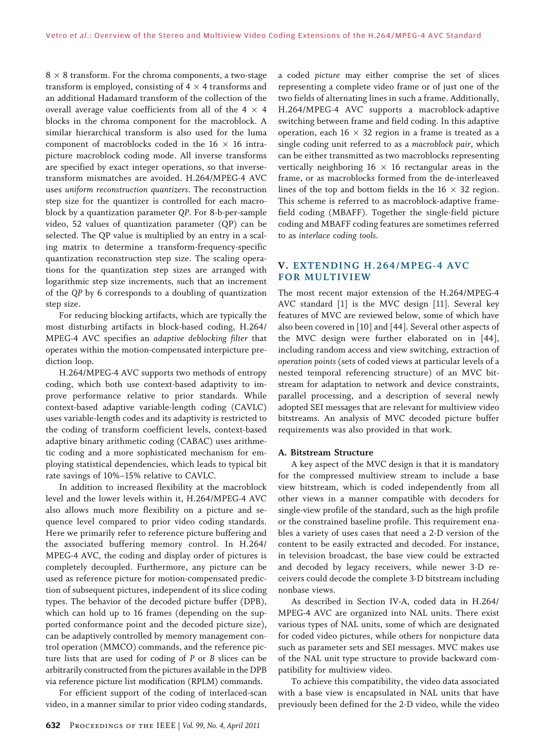$8 \times 8$ transform. For the chroma components, a two-stage transform is employed, consisting of $4 \times 4$ transforms and an additional Hadamard transform of the collection of the overall average value coefficients from all of the $4 \times 4$ blocks in the chroma component for the macroblock. A similar hierarchical transform is also used for the luma component of macroblocks coded in the $16 \times 16$ intrapicture macroblock coding mode. All inverse transforms are specified by exact integer operations, so that inverse-transform mismatches are avoided. H.264/MPEG-4 AVC uses *uniform reconstruction quantizers*. The reconstruction step size for the quantizer is controlled for each macroblock by a quantization parameter *QP*. For 8-b-per-sample video, 52 values of quantization parameter (QP) can be selected. The QP value is multiplied by an entry in a scaling matrix to determine a transform-frequency-specific quantization reconstruction step size. The scaling operations for the quantization step sizes are arranged with logarithmic step size increments, such that an increment of the *QP* by 6 corresponds to a doubling of quantization step size.

For reducing blocking artifacts, which are typically the most disturbing artifacts in block-based coding, H.264/MPEG-4 AVC specifies an *adaptive deblocking filter* that operates within the motion-compensated interpicture prediction loop.

H.264/MPEG-4 AVC supports two methods of entropy coding, which both use context-based adaptivity to improve performance relative to prior standards. While context-based adaptive variable-length coding (CAVLC) uses variable-length codes and its adaptivity is restricted to the coding of transform coefficient levels, context-based adaptive binary arithmetic coding (CABAC) uses arithmetic coding and a more sophisticated mechanism for employing statistical dependencies, which leads to typical bit rate savings of 10%–15% relative to CAVLC.

In addition to increased flexibility at the macroblock level and the lower levels within it, H.264/MPEG-4 AVC also allows much more flexibility on a picture and sequence level compared to prior video coding standards. Here we primarily refer to reference picture buffering and the associated buffering memory control. In H.264/MPEG-4 AVC, the coding and display order of pictures is completely decoupled. Furthermore, any picture can be used as reference picture for motion-compensated prediction of subsequent pictures, independent of its slice coding types. The behavior of the decoded picture buffer (DPB), which can hold up to 16 frames (depending on the supported conformance point and the decoded picture size), can be adaptively controlled by memory management control operation (MMCO) commands, and the reference picture lists that are used for coding of *P* or *B* slices can be arbitrarily constructed from the pictures available in the DPB via reference picture list modification (RPLM) commands.

For efficient support of the coding of interlaced-scan video, in a manner similar to prior video coding standards, a coded *picture* may either comprise the set of slices representing a complete video frame or of just one of the two fields of alternating lines in such a frame. Additionally, H.264/MPEG-4 AVC supports a macroblock-adaptive switching between frame and field coding. In this adaptive operation, each $16 \times 32$ region in a frame is treated as a single coding unit referred to as a *macroblock pair*, which can be either transmitted as two macroblocks representing vertically neighboring $16 \times 16$ rectangular areas in the frame, or as macroblocks formed from the de-interleaved lines of the top and bottom fields in the $16 \times 32$ region. This scheme is referred to as macroblock-adaptive frame-field coding (MBAFF). Together the single-field picture coding and MBAFF coding features are sometimes referred to as *interlace coding tools*.

## V. EXTENDING H.264/MPEG-4 AVC FOR MULTIVIEW

The most recent major extension of the H.264/MPEG-4 AVC standard [1] is the MVC design [11]. Several key features of MVC are reviewed below, some of which have also been covered in [10] and [44]. Several other aspects of the MVC design were further elaborated on in [44], including random access and view switching, extraction of *operation points* (sets of coded views at particular levels of a nested temporal referencing structure) of an MVC bitstream for adaptation to network and device constraints, parallel processing, and a description of several newly adopted SEI messages that are relevant for multiview video bitstreams. An analysis of MVC decoded picture buffer requirements was also provided in that work.

### A. Bitstream Structure

A key aspect of the MVC design is that it is mandatory for the compressed multiview stream to include a base view bitstream, which is coded independently from all other views in a manner compatible with decoders for single-view profile of the standard, such as the high profile or the constrained baseline profile. This requirement enables a variety of uses cases that need a 2-D version of the content to be easily extracted and decoded. For instance, in television broadcast, the base view could be extracted and decoded by legacy receivers, while newer 3-D receivers could decode the complete 3-D bitstream including nonbase views.

As described in Section IV-A, coded data in H.264/MPEG-4 AVC are organized into NAL units. There exist various types of NAL units, some of which are designated for coded video pictures, while others for nonpicture data such as parameter sets and SEI messages. MVC makes use of the NAL unit type structure to provide backward compatibility for multiview video.

To achieve this compatibility, the video data associated with a base view is encapsulated in NAL units that have previously been defined for the 2-D video, while the video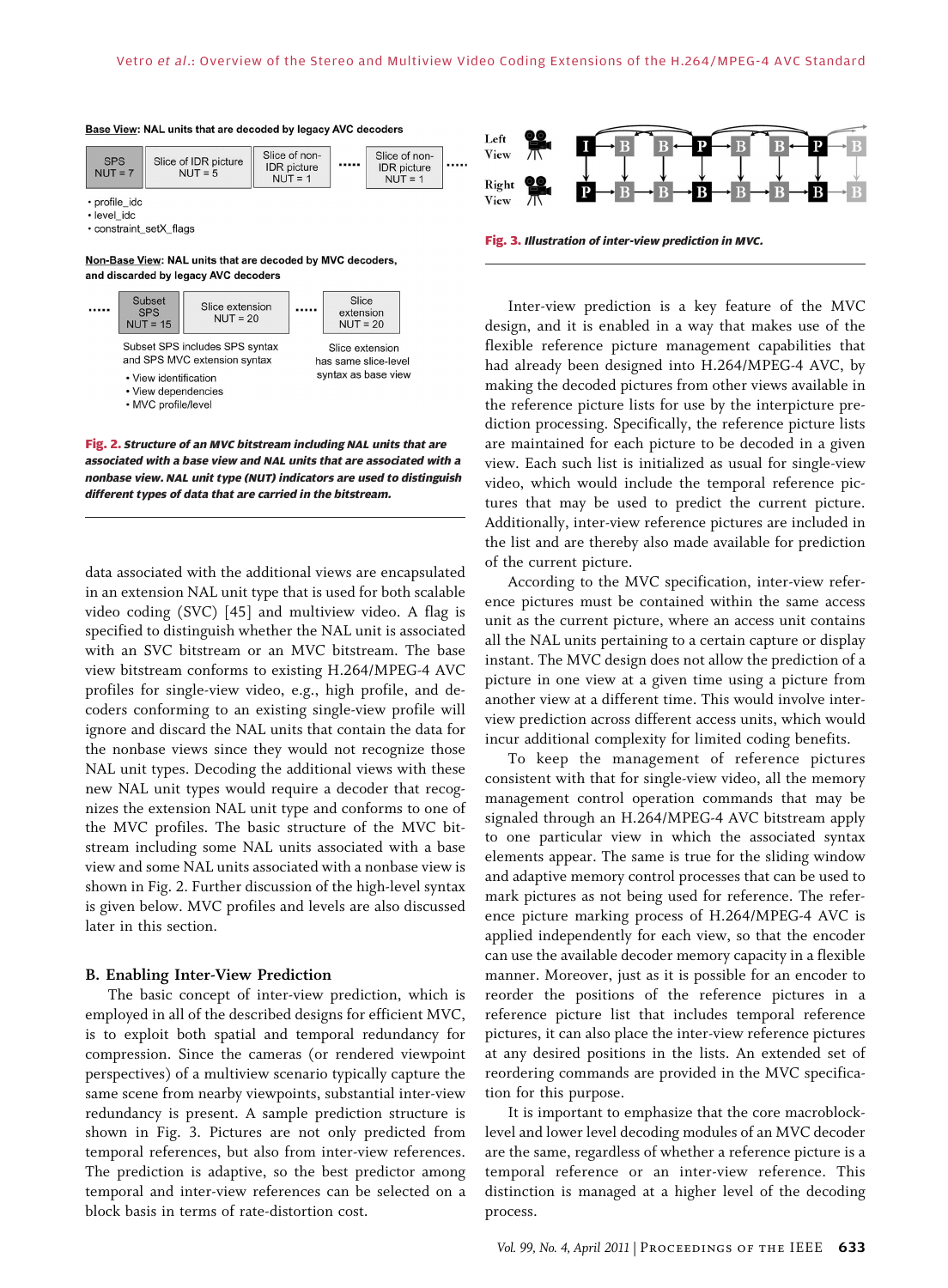**Base View**: NAL units that are decoded by legacy AVC decoders

| SPS NUT = 7 | Slice of IDR picture NUT = 5 | Slice of non-IDR picture NUT = 1 | ..... | Slice of non-IDR picture NUT = 1 | ..... |
|---|---|---|---|---|---|

- profile_idc
- level_idc
- constraint_setX_flags

**Non-Base View**: NAL units that are decoded by MVC decoders, and discarded by legacy AVC decoders

| ..... | Subset SPS NUT = 15 | Slice extension NUT = 20 | ..... | Slice extension NUT = 20 |
|---|---|---|---|---|

Subset SPS includes SPS syntax and SPS MVC extension syntax

- View identification
- View dependencies
- MVC profile/level

Slice extension has same slice-level syntax as base view

**Fig. 2.** *Structure of an MVC bitstream including NAL units that are associated with a base view and NAL units that are associated with a nonbase view. NAL unit type (NUT) indicators are used to distinguish different types of data that are carried in the bitstream.*

data associated with the additional views are encapsulated in an extension NAL unit type that is used for both scalable video coding (SVC) [45] and multiview video. A flag is specified to distinguish whether the NAL unit is associated with an SVC bitstream or an MVC bitstream. The base view bitstream conforms to existing H.264/MPEG-4 AVC profiles for single-view video, e.g., high profile, and decoders conforming to an existing single-view profile will ignore and discard the NAL units that contain the data for the nonbase views since they would not recognize those NAL unit types. Decoding the additional views with these new NAL unit types would require a decoder that recognizes the extension NAL unit type and conforms to one of the MVC profiles. The basic structure of the MVC bitstream including some NAL units associated with a base view and some NAL units associated with a nonbase view is shown in Fig. 2. Further discussion of the high-level syntax is given below. MVC profiles and levels are also discussed later in this section.

### B. Enabling Inter-View Prediction

The basic concept of inter-view prediction, which is employed in all of the described designs for efficient MVC, is to exploit both spatial and temporal redundancy for compression. Since the cameras (or rendered viewpoint perspectives) of a multiview scenario typically capture the same scene from nearby viewpoints, substantial inter-view redundancy is present. A sample prediction structure is shown in Fig. 3. Pictures are not only predicted from temporal references, but also from inter-view references. The prediction is adaptive, so the best predictor among temporal and inter-view references can be selected on a block basis in terms of rate-distortion cost.

Left View: I B B P B B P B

Right View: P B B B B B B B

**Fig. 3.** *Illustration of inter-view prediction in MVC.*

Inter-view prediction is a key feature of the MVC design, and it is enabled in a way that makes use of the flexible reference picture management capabilities that had already been designed into H.264/MPEG-4 AVC, by making the decoded pictures from other views available in the reference picture lists for use by the interpicture prediction processing. Specifically, the reference picture lists are maintained for each picture to be decoded in a given view. Each such list is initialized as usual for single-view video, which would include the temporal reference pictures that may be used to predict the current picture. Additionally, inter-view reference pictures are included in the list and are thereby also made available for prediction of the current picture.

According to the MVC specification, inter-view reference pictures must be contained within the same access unit as the current picture, where an access unit contains all the NAL units pertaining to a certain capture or display instant. The MVC design does not allow the prediction of a picture in one view at a given time using a picture from another view at a different time. This would involve inter-view prediction across different access units, which would incur additional complexity for limited coding benefits.

To keep the management of reference pictures consistent with that for single-view video, all the memory management control operation commands that may be signaled through an H.264/MPEG-4 AVC bitstream apply to one particular view in which the associated syntax elements appear. The same is true for the sliding window and adaptive memory control processes that can be used to mark pictures as not being used for reference. The reference picture marking process of H.264/MPEG-4 AVC is applied independently for each view, so that the encoder can use the available decoder memory capacity in a flexible manner. Moreover, just as it is possible for an encoder to reorder the positions of the reference pictures in a reference picture list that includes temporal reference pictures, it can also place the inter-view reference pictures at any desired positions in the lists. An extended set of reordering commands are provided in the MVC specification for this purpose.

It is important to emphasize that the core macroblock-level and lower level decoding modules of an MVC decoder are the same, regardless of whether a reference picture is a temporal reference or an inter-view reference. This distinction is managed at a higher level of the decoding process.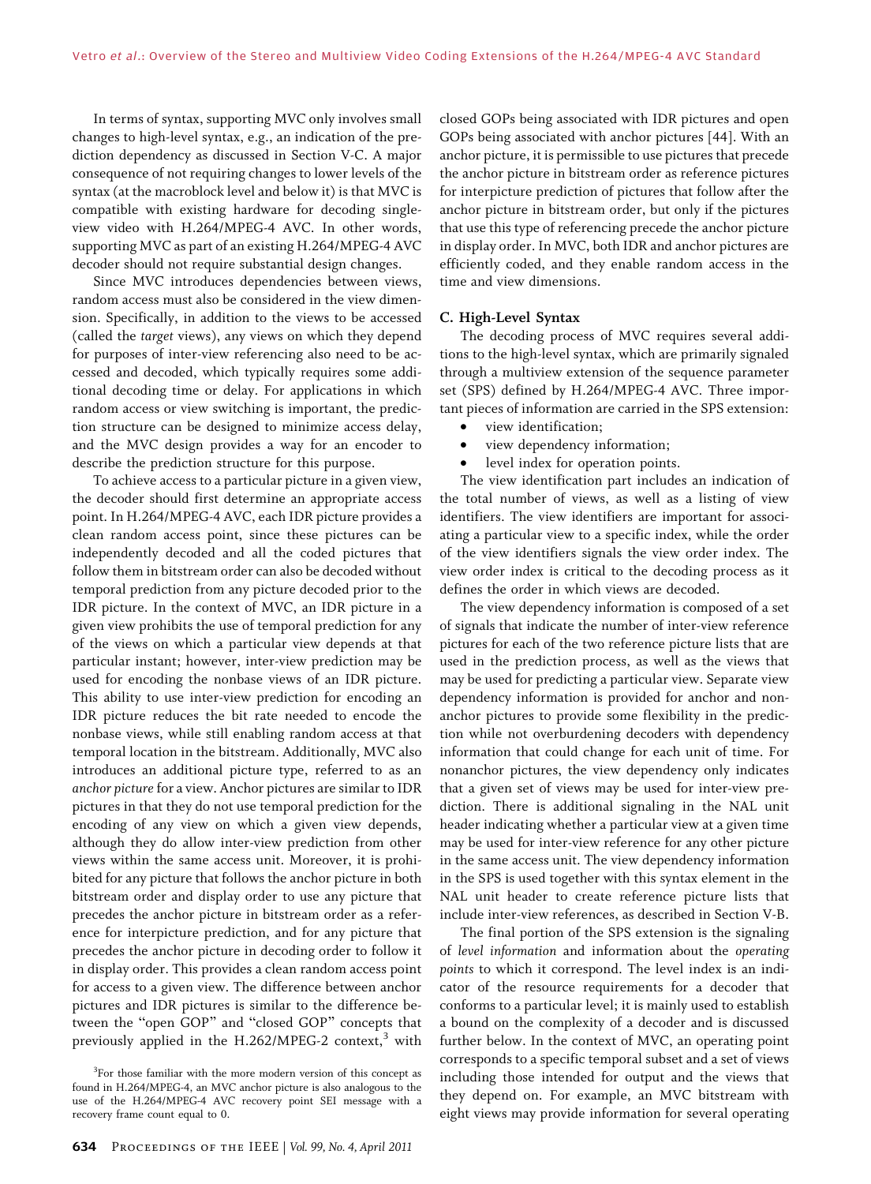In terms of syntax, supporting MVC only involves small changes to high-level syntax, e.g., an indication of the prediction dependency as discussed in Section V-C. A major consequence of not requiring changes to lower levels of the syntax (at the macroblock level and below it) is that MVC is compatible with existing hardware for decoding single-view video with H.264/MPEG-4 AVC. In other words, supporting MVC as part of an existing H.264/MPEG-4 AVC decoder should not require substantial design changes.

Since MVC introduces dependencies between views, random access must also be considered in the view dimension. Specifically, in addition to the views to be accessed (called the *target* views), any views on which they depend for purposes of inter-view referencing also need to be accessed and decoded, which typically requires some additional decoding time or delay. For applications in which random access or view switching is important, the prediction structure can be designed to minimize access delay, and the MVC design provides a way for an encoder to describe the prediction structure for this purpose.

To achieve access to a particular picture in a given view, the decoder should first determine an appropriate access point. In H.264/MPEG-4 AVC, each IDR picture provides a clean random access point, since these pictures can be independently decoded and all the coded pictures that follow them in bitstream order can also be decoded without temporal prediction from any picture decoded prior to the IDR picture. In the context of MVC, an IDR picture in a given view prohibits the use of temporal prediction for any of the views on which a particular view depends at that particular instant; however, inter-view prediction may be used for encoding the nonbase views of an IDR picture. This ability to use inter-view prediction for encoding an IDR picture reduces the bit rate needed to encode the nonbase views, while still enabling random access at that temporal location in the bitstream. Additionally, MVC also introduces an additional picture type, referred to as an *anchor picture* for a view. Anchor pictures are similar to IDR pictures in that they do not use temporal prediction for the encoding of any view on which a given view depends, although they do allow inter-view prediction from other views within the same access unit. Moreover, it is prohibited for any picture that follows the anchor picture in both bitstream order and display order to use any picture that precedes the anchor picture in bitstream order as a reference for interpicture prediction, and for any picture that precedes the anchor picture in decoding order to follow it in display order. This provides a clean random access point for access to a given view. The difference between anchor pictures and IDR pictures is similar to the difference between the "open GOP" and "closed GOP" concepts that previously applied in the H.262/MPEG-2 context,[3] with closed GOPs being associated with IDR pictures and open GOPs being associated with anchor pictures [44]. With an anchor picture, it is permissible to use pictures that precede the anchor picture in bitstream order as reference pictures for interpicture prediction of pictures that follow after the anchor picture in bitstream order, but only if the pictures that use this type of referencing precede the anchor picture in display order. In MVC, both IDR and anchor pictures are efficiently coded, and they enable random access in the time and view dimensions.

[3]For those familiar with the more modern version of this concept as found in H.264/MPEG-4, an MVC anchor picture is also analogous to the use of the H.264/MPEG-4 AVC recovery point SEI message with a recovery frame count equal to 0.

### C. High-Level Syntax

The decoding process of MVC requires several additions to the high-level syntax, which are primarily signaled through a multiview extension of the sequence parameter set (SPS) defined by H.264/MPEG-4 AVC. Three important pieces of information are carried in the SPS extension:

- view identification;
- view dependency information;
- level index for operation points.

The view identification part includes an indication of the total number of views, as well as a listing of view identifiers. The view identifiers are important for associating a particular view to a specific index, while the order of the view identifiers signals the view order index. The view order index is critical to the decoding process as it defines the order in which views are decoded.

The view dependency information is composed of a set of signals that indicate the number of inter-view reference pictures for each of the two reference picture lists that are used in the prediction process, as well as the views that may be used for predicting a particular view. Separate view dependency information is provided for anchor and nonanchor pictures to provide some flexibility in the prediction while not overburdening decoders with dependency information that could change for each unit of time. For nonanchor pictures, the view dependency only indicates that a given set of views may be used for inter-view prediction. There is additional signaling in the NAL unit header indicating whether a particular view at a given time may be used for inter-view reference for any other picture in the same access unit. The view dependency information in the SPS is used together with this syntax element in the NAL unit header to create reference picture lists that include inter-view references, as described in Section V-B.

The final portion of the SPS extension is the signaling of *level information* and information about the *operating points* to which it correspond. The level index is an indicator of the resource requirements for a decoder that conforms to a particular level; it is mainly used to establish a bound on the complexity of a decoder and is discussed further below. In the context of MVC, an operating point corresponds to a specific temporal subset and a set of views including those intended for output and the views that they depend on. For example, an MVC bitstream with eight views may provide information for several operating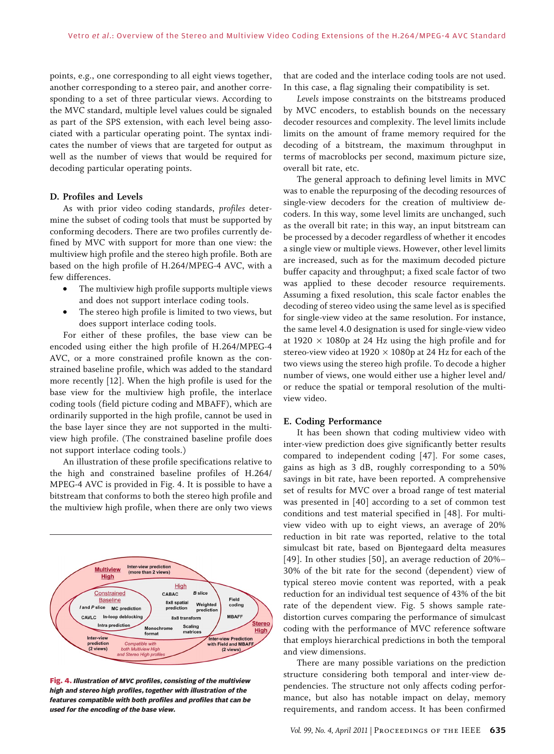points, e.g., one corresponding to all eight views together, another corresponding to a stereo pair, and another corresponding to a set of three particular views. According to the MVC standard, multiple level values could be signaled as part of the SPS extension, with each level being associated with a particular operating point. The syntax indicates the number of views that are targeted for output as well as the number of views that would be required for decoding particular operating points.

### D. Profiles and Levels

As with prior video coding standards, *profiles* determine the subset of coding tools that must be supported by conforming decoders. There are two profiles currently defined by MVC with support for more than one view: the multiview high profile and the stereo high profile. Both are based on the high profile of H.264/MPEG-4 AVC, with a few differences.

- The multiview high profile supports multiple views and does not support interlace coding tools.
- The stereo high profile is limited to two views, but does support interlace coding tools.

For either of these profiles, the base view can be encoded using either the high profile of H.264/MPEG-4 AVC, or a more constrained profile known as the constrained baseline profile, which was added to the standard more recently [12]. When the high profile is used for the base view for the multiview high profile, the interlace coding tools (field picture coding and MBAFF), which are ordinarily supported in the high profile, cannot be used in the base layer since they are not supported in the multiview high profile. (The constrained baseline profile does not support interlace coding tools.)

An illustration of these profile specifications relative to the high and constrained baseline profiles of H.264/MPEG-4 AVC is provided in Fig. 4. It is possible to have a bitstream that conforms to both the stereo high profile and the multiview high profile, when there are only two views that are coded and the interlace coding tools are not used. In this case, a flag signaling their compatibility is set.

***Fig. 4.*** ***Illustration of MVC profiles, consisting of the multiview high and stereo high profiles, together with illustration of the features compatible with both profiles and profiles that can be used for the encoding of the base view.***

*Levels* impose constraints on the bitstreams produced by MVC encoders, to establish bounds on the necessary decoder resources and complexity. The level limits include limits on the amount of frame memory required for the decoding of a bitstream, the maximum throughput in terms of macroblocks per second, maximum picture size, overall bit rate, etc.

The general approach to defining level limits in MVC was to enable the repurposing of the decoding resources of single-view decoders for the creation of multiview decoders. In this way, some level limits are unchanged, such as the overall bit rate; in this way, an input bitstream can be processed by a decoder regardless of whether it encodes a single view or multiple views. However, other level limits are increased, such as for the maximum decoded picture buffer capacity and throughput; a fixed scale factor of two was applied to these decoder resource requirements. Assuming a fixed resolution, this scale factor enables the decoding of stereo video using the same level as is specified for single-view video at the same resolution. For instance, the same level 4.0 designation is used for single-view video at $1920 \times 1080$p at 24 Hz using the high profile and for stereo-view video at $1920 \times 1080$p at 24 Hz for each of the two views using the stereo high profile. To decode a higher number of views, one would either use a higher level and/or reduce the spatial or temporal resolution of the multiview video.

### E. Coding Performance

It has been shown that coding multiview video with inter-view prediction does give significantly better results compared to independent coding [47]. For some cases, gains as high as 3 dB, roughly corresponding to a 50% savings in bit rate, have been reported. A comprehensive set of results for MVC over a broad range of test material was presented in [40] according to a set of common test conditions and test material specified in [48]. For multiview video with up to eight views, an average of 20% reduction in bit rate was reported, relative to the total simulcast bit rate, based on Bjøntegaard delta measures [49]. In other studies [50], an average reduction of 20%–30% of the bit rate for the second (dependent) view of typical stereo movie content was reported, with a peak reduction for an individual test sequence of 43% of the bit rate of the dependent view. Fig. 5 shows sample rate-distortion curves comparing the performance of simulcast coding with the performance of MVC reference software that employs hierarchical predictions in both the temporal and view dimensions.

There are many possible variations on the prediction structure considering both temporal and inter-view dependencies. The structure not only affects coding performance, but also has notable impact on delay, memory requirements, and random access. It has been confirmed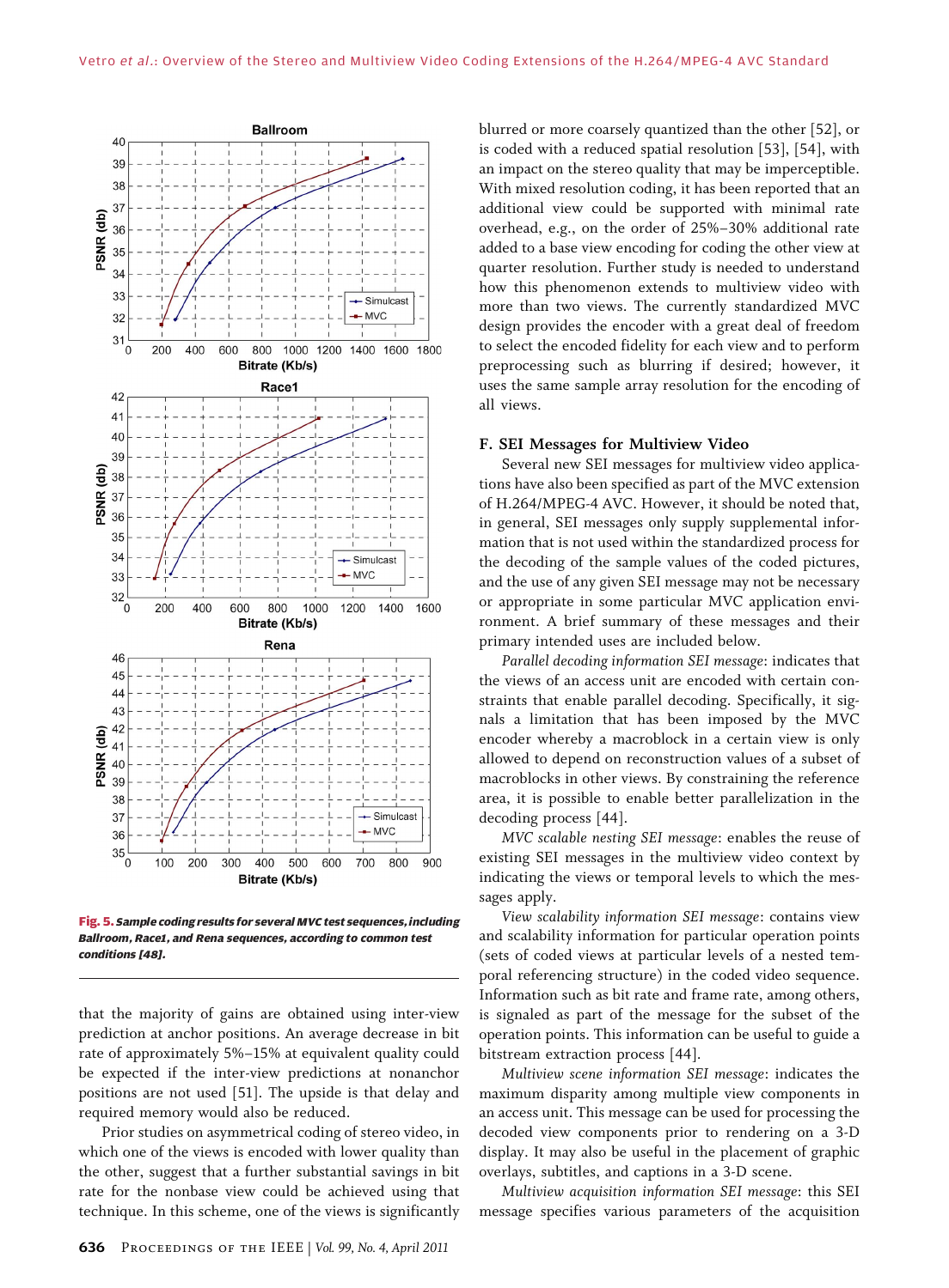Fig. 5. *Sample coding results for several MVC test sequences, including Ballroom, Race1, and Rena sequences, according to common test conditions [48].*

that the majority of gains are obtained using inter-view prediction at anchor positions. An average decrease in bit rate of approximately 5%–15% at equivalent quality could be expected if the inter-view predictions at nonanchor positions are not used [51]. The upside is that delay and required memory would also be reduced.

Prior studies on asymmetrical coding of stereo video, in which one of the views is encoded with lower quality than the other, suggest that a further substantial savings in bit rate for the nonbase view could be achieved using that technique. In this scheme, one of the views is significantly blurred or more coarsely quantized than the other [52], or is coded with a reduced spatial resolution [53], [54], with an impact on the stereo quality that may be imperceptible. With mixed resolution coding, it has been reported that an additional view could be supported with minimal rate overhead, e.g., on the order of 25%–30% additional rate added to a base view encoding for coding the other view at quarter resolution. Further study is needed to understand how this phenomenon extends to multiview video with more than two views. The currently standardized MVC design provides the encoder with a great deal of freedom to select the encoded fidelity for each view and to perform preprocessing such as blurring if desired; however, it uses the same sample array resolution for the encoding of all views.

### F. SEI Messages for Multiview Video

Several new SEI messages for multiview video applications have also been specified as part of the MVC extension of H.264/MPEG-4 AVC. However, it should be noted that, in general, SEI messages only supply supplemental information that is not used within the standardized process for the decoding of the sample values of the coded pictures, and the use of any given SEI message may not be necessary or appropriate in some particular MVC application environment. A brief summary of these messages and their primary intended uses are included below.

*Parallel decoding information SEI message*: indicates that the views of an access unit are encoded with certain constraints that enable parallel decoding. Specifically, it signals a limitation that has been imposed by the MVC encoder whereby a macroblock in a certain view is only allowed to depend on reconstruction values of a subset of macroblocks in other views. By constraining the reference area, it is possible to enable better parallelization in the decoding process [44].

*MVC scalable nesting SEI message*: enables the reuse of existing SEI messages in the multiview video context by indicating the views or temporal levels to which the messages apply.

*View scalability information SEI message*: contains view and scalability information for particular operation points (sets of coded views at particular levels of a nested temporal referencing structure) in the coded video sequence. Information such as bit rate and frame rate, among others, is signaled as part of the message for the subset of the operation points. This information can be useful to guide a bitstream extraction process [44].

*Multiview scene information SEI message*: indicates the maximum disparity among multiple view components in an access unit. This message can be used for processing the decoded view components prior to rendering on a 3-D display. It may also be useful in the placement of graphic overlays, subtitles, and captions in a 3-D scene.

*Multiview acquisition information SEI message*: this SEI message specifies various parameters of the acquisition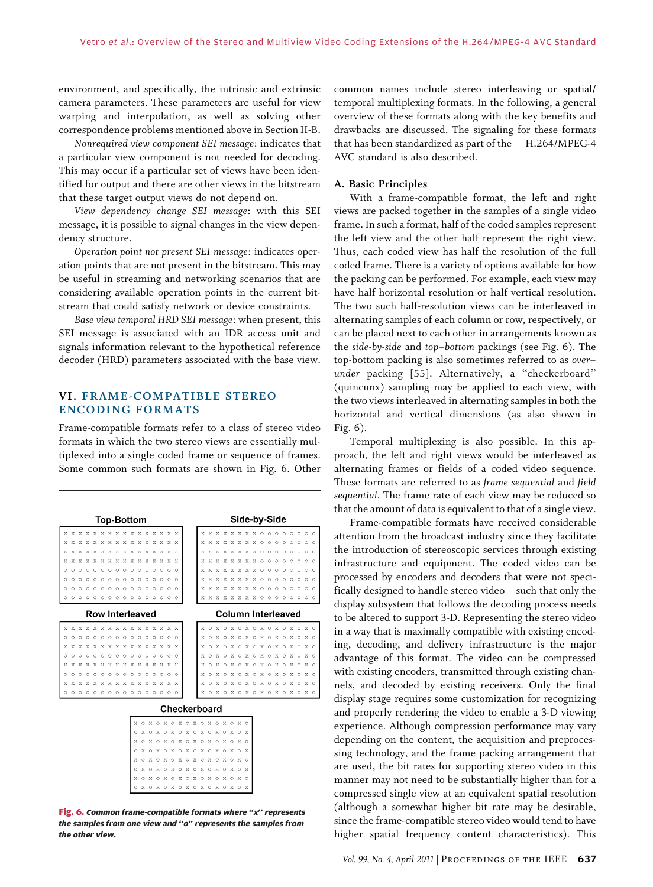environment, and specifically, the intrinsic and extrinsic camera parameters. These parameters are useful for view warping and interpolation, as well as solving other correspondence problems mentioned above in Section II-B.

*Nonrequired view component SEI message*: indicates that a particular view component is not needed for decoding. This may occur if a particular set of views have been identified for output and there are other views in the bitstream that these target output views do not depend on.

*View dependency change SEI message*: with this SEI message, it is possible to signal changes in the view dependency structure.

*Operation point not present SEI message*: indicates operation points that are not present in the bitstream. This may be useful in streaming and networking scenarios that are considering available operation points in the current bitstream that could satisfy network or device constraints.

*Base view temporal HRD SEI message*: when present, this SEI message is associated with an IDR access unit and signals information relevant to the hypothetical reference decoder (HRD) parameters associated with the base view.

## VI. FRAME-COMPATIBLE STEREO ENCODING FORMATS

Frame-compatible formats refer to a class of stereo video formats in which the two stereo views are essentially multiplexed into a single coded frame or sequence of frames. Some common such formats are shown in Fig. 6. Other common names include stereo interleaving or spatial/temporal multiplexing formats. In the following, a general overview of these formats along with the key benefits and drawbacks are discussed. The signaling for these formats that has been standardized as part of the H.264/MPEG-4 AVC standard is also described.

Top-Bottom

Side-by-Side

Row Interleaved

Column Interleaved

Checkerboard

**Fig. 6.** ***Common frame-compatible formats where "x" represents the samples from one view and "o" represents the samples from the other view.***

### A. Basic Principles

With a frame-compatible format, the left and right views are packed together in the samples of a single video frame. In such a format, half of the coded samples represent the left view and the other half represent the right view. Thus, each coded view has half the resolution of the full coded frame. There is a variety of options available for how the packing can be performed. For example, each view may have half horizontal resolution or half vertical resolution. The two such half-resolution views can be interleaved in alternating samples of each column or row, respectively, or can be placed next to each other in arrangements known as the *side-by-side* and *top–bottom* packings (see Fig. 6). The top-bottom packing is also sometimes referred to as *over–under* packing [55]. Alternatively, a "checkerboard" (quincunx) sampling may be applied to each view, with the two views interleaved in alternating samples in both the horizontal and vertical dimensions (as also shown in Fig. 6).

Temporal multiplexing is also possible. In this approach, the left and right views would be interleaved as alternating frames or fields of a coded video sequence. These formats are referred to as *frame sequential* and *field sequential*. The frame rate of each view may be reduced so that the amount of data is equivalent to that of a single view.

Frame-compatible formats have received considerable attention from the broadcast industry since they facilitate the introduction of stereoscopic services through existing infrastructure and equipment. The coded video can be processed by encoders and decoders that were not specifically designed to handle stereo video—such that only the display subsystem that follows the decoding process needs to be altered to support 3-D. Representing the stereo video in a way that is maximally compatible with existing encoding, decoding, and delivery infrastructure is the major advantage of this format. The video can be compressed with existing encoders, transmitted through existing channels, and decoded by existing receivers. Only the final display stage requires some customization for recognizing and properly rendering the video to enable a 3-D viewing experience. Although compression performance may vary depending on the content, the acquisition and preprocessing technology, and the frame packing arrangement that are used, the bit rates for supporting stereo video in this manner may not need to be substantially higher than for a compressed single view at an equivalent spatial resolution (although a somewhat higher bit rate may be desirable, since the frame-compatible stereo video would tend to have higher spatial frequency content characteristics). This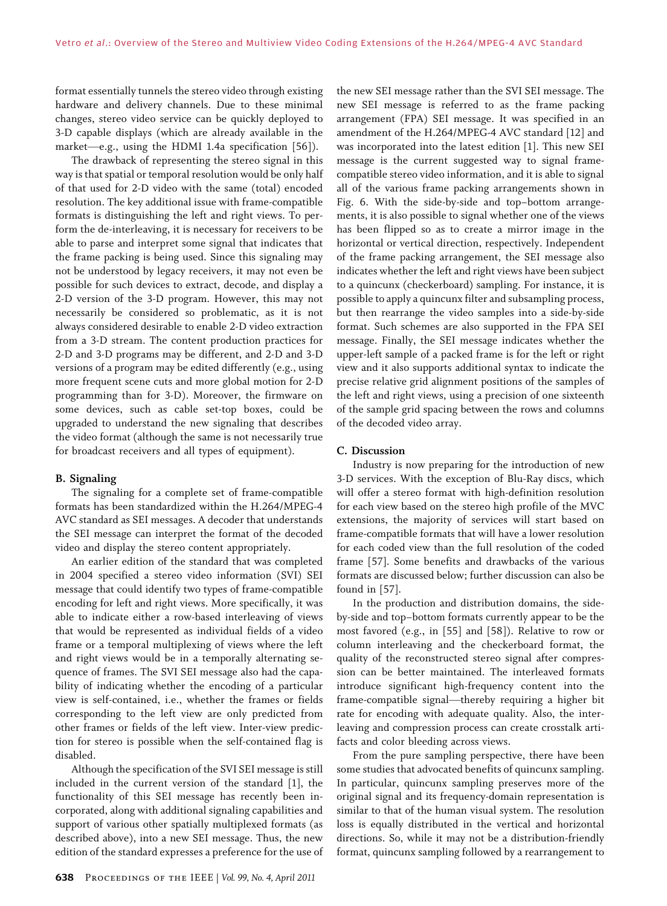format essentially tunnels the stereo video through existing hardware and delivery channels. Due to these minimal changes, stereo video service can be quickly deployed to 3-D capable displays (which are already available in the market—e.g., using the HDMI 1.4a specification [56]).

The drawback of representing the stereo signal in this way is that spatial or temporal resolution would be only half of that used for 2-D video with the same (total) encoded resolution. The key additional issue with frame-compatible formats is distinguishing the left and right views. To perform the de-interleaving, it is necessary for receivers to be able to parse and interpret some signal that indicates that the frame packing is being used. Since this signaling may not be understood by legacy receivers, it may not even be possible for such devices to extract, decode, and display a 2-D version of the 3-D program. However, this may not necessarily be considered so problematic, as it is not always considered desirable to enable 2-D video extraction from a 3-D stream. The content production practices for 2-D and 3-D programs may be different, and 2-D and 3-D versions of a program may be edited differently (e.g., using more frequent scene cuts and more global motion for 2-D programming than for 3-D). Moreover, the firmware on some devices, such as cable set-top boxes, could be upgraded to understand the new signaling that describes the video format (although the same is not necessarily true for broadcast receivers and all types of equipment).

### B. Signaling

The signaling for a complete set of frame-compatible formats has been standardized within the H.264/MPEG-4 AVC standard as SEI messages. A decoder that understands the SEI message can interpret the format of the decoded video and display the stereo content appropriately.

An earlier edition of the standard that was completed in 2004 specified a stereo video information (SVI) SEI message that could identify two types of frame-compatible encoding for left and right views. More specifically, it was able to indicate either a row-based interleaving of views that would be represented as individual fields of a video frame or a temporal multiplexing of views where the left and right views would be in a temporally alternating sequence of frames. The SVI SEI message also had the capability of indicating whether the encoding of a particular view is self-contained, i.e., whether the frames or fields corresponding to the left view are only predicted from other frames or fields of the left view. Inter-view prediction for stereo is possible when the self-contained flag is disabled.

Although the specification of the SVI SEI message is still included in the current version of the standard [1], the functionality of this SEI message has recently been incorporated, along with additional signaling capabilities and support of various other spatially multiplexed formats (as described above), into a new SEI message. Thus, the new edition of the standard expresses a preference for the use of the new SEI message rather than the SVI SEI message. The new SEI message is referred to as the frame packing arrangement (FPA) SEI message. It was specified in an amendment of the H.264/MPEG-4 AVC standard [12] and was incorporated into the latest edition [1]. This new SEI message is the current suggested way to signal frame-compatible stereo video information, and it is able to signal all of the various frame packing arrangements shown in Fig. 6. With the side-by-side and top–bottom arrangements, it is also possible to signal whether one of the views has been flipped so as to create a mirror image in the horizontal or vertical direction, respectively. Independent of the frame packing arrangement, the SEI message also indicates whether the left and right views have been subject to a quincunx (checkerboard) sampling. For instance, it is possible to apply a quincunx filter and subsampling process, but then rearrange the video samples into a side-by-side format. Such schemes are also supported in the FPA SEI message. Finally, the SEI message indicates whether the upper-left sample of a packed frame is for the left or right view and it also supports additional syntax to indicate the precise relative grid alignment positions of the samples of the left and right views, using a precision of one sixteenth of the sample grid spacing between the rows and columns of the decoded video array.

### C. Discussion

Industry is now preparing for the introduction of new 3-D services. With the exception of Blu-Ray discs, which will offer a stereo format with high-definition resolution for each view based on the stereo high profile of the MVC extensions, the majority of services will start based on frame-compatible formats that will have a lower resolution for each coded view than the full resolution of the coded frame [57]. Some benefits and drawbacks of the various formats are discussed below; further discussion can also be found in [57].

In the production and distribution domains, the side-by-side and top–bottom formats currently appear to be the most favored (e.g., in [55] and [58]). Relative to row or column interleaving and the checkerboard format, the quality of the reconstructed stereo signal after compression can be better maintained. The interleaved formats introduce significant high-frequency content into the frame-compatible signal—thereby requiring a higher bit rate for encoding with adequate quality. Also, the interleaving and compression process can create crosstalk artifacts and color bleeding across views.

From the pure sampling perspective, there have been some studies that advocated benefits of quincunx sampling. In particular, quincunx sampling preserves more of the original signal and its frequency-domain representation is similar to that of the human visual system. The resolution loss is equally distributed in the vertical and horizontal directions. So, while it may not be a distribution-friendly format, quincunx sampling followed by a rearrangement to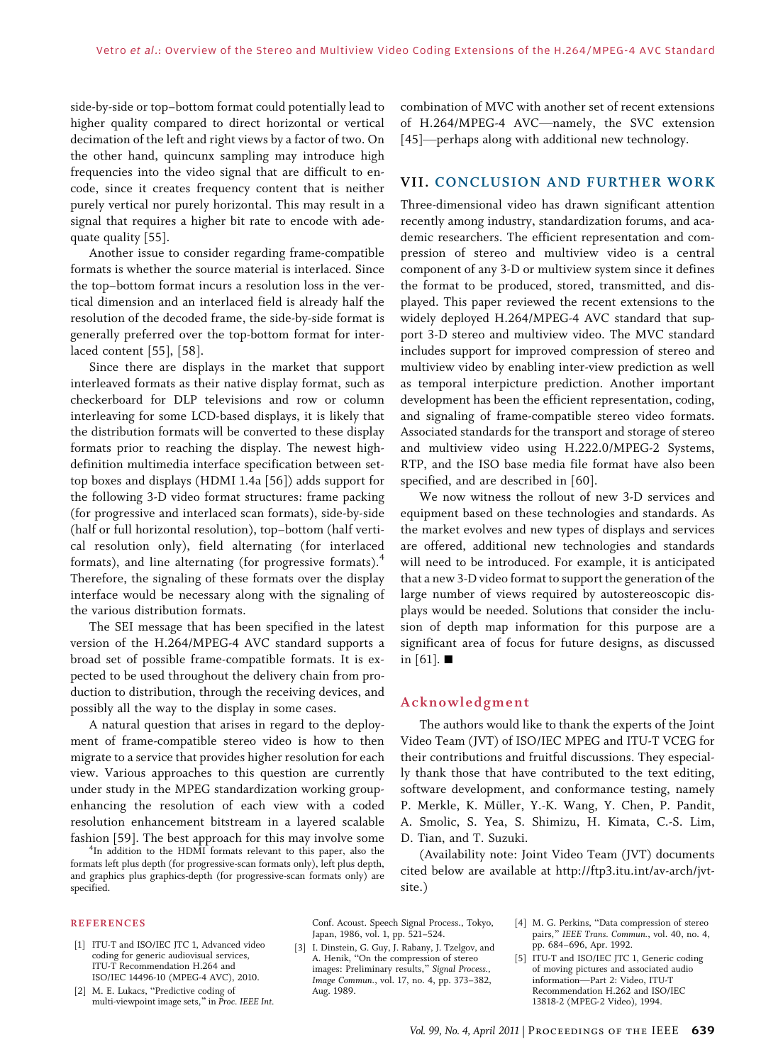side-by-side or top–bottom format could potentially lead to higher quality compared to direct horizontal or vertical decimation of the left and right views by a factor of two. On the other hand, quincunx sampling may introduce high frequencies into the video signal that are difficult to encode, since it creates frequency content that is neither purely vertical nor purely horizontal. This may result in a signal that requires a higher bit rate to encode with adequate quality [55].

Another issue to consider regarding frame-compatible formats is whether the source material is interlaced. Since the top–bottom format incurs a resolution loss in the vertical dimension and an interlaced field is already half the resolution of the decoded frame, the side-by-side format is generally preferred over the top-bottom format for interlaced content [55], [58].

Since there are displays in the market that support interleaved formats as their native display format, such as checkerboard for DLP televisions and row or column interleaving for some LCD-based displays, it is likely that the distribution formats will be converted to these display formats prior to reaching the display. The newest high-definition multimedia interface specification between set-top boxes and displays (HDMI 1.4a [56]) adds support for the following 3-D video format structures: frame packing (for progressive and interlaced scan formats), side-by-side (half or full horizontal resolution), top–bottom (half vertical resolution only), field alternating (for interlaced formats), and line alternating (for progressive formats).[4] Therefore, the signaling of these formats over the display interface would be necessary along with the signaling of the various distribution formats.

The SEI message that has been specified in the latest version of the H.264/MPEG-4 AVC standard supports a broad set of possible frame-compatible formats. It is expected to be used throughout the delivery chain from production to distribution, through the receiving devices, and possibly all the way to the display in some cases.

A natural question that arises in regard to the deployment of frame-compatible stereo video is how to then migrate to a service that provides higher resolution for each view. Various approaches to this question are currently under study in the MPEG standardization working group-enhancing the resolution of each view with a coded resolution enhancement bitstream in a layered scalable fashion [59]. The best approach for this may involve some combination of MVC with another set of recent extensions of H.264/MPEG-4 AVC—namely, the SVC extension [45]—perhaps along with additional new technology.

[4] In addition to the HDMI formats relevant to this paper, also the formats left plus depth (for progressive-scan formats only), left plus depth, and graphics plus graphics-depth (for progressive-scan formats only) are specified.

## VII. CONCLUSION AND FURTHER WORK

Three-dimensional video has drawn significant attention recently among industry, standardization forums, and academic researchers. The efficient representation and compression of stereo and multiview video is a central component of any 3-D or multiview system since it defines the format to be produced, stored, transmitted, and displayed. This paper reviewed the recent extensions to the widely deployed H.264/MPEG-4 AVC standard that support 3-D stereo and multiview video. The MVC standard includes support for improved compression of stereo and multiview video by enabling inter-view prediction as well as temporal interpicture prediction. Another important development has been the efficient representation, coding, and signaling of frame-compatible stereo video formats. Associated standards for the transport and storage of stereo and multiview video using H.222.0/MPEG-2 Systems, RTP, and the ISO base media file format have also been specified, and are described in [60].

We now witness the rollout of new 3-D services and equipment based on these technologies and standards. As the market evolves and new types of displays and services are offered, additional new technologies and standards will need to be introduced. For example, it is anticipated that a new 3-D video format to support the generation of the large number of views required by autostereoscopic displays would be needed. Solutions that consider the inclusion of depth map information for this purpose are a significant area of focus for future designs, as discussed in [61]. ■

## Acknowledgment

The authors would like to thank the experts of the Joint Video Team (JVT) of ISO/IEC MPEG and ITU-T VCEG for their contributions and fruitful discussions. They especially thank those that have contributed to the text editing, software development, and conformance testing, namely P. Merkle, K. Müller, Y.-K. Wang, Y. Chen, P. Pandit, A. Smolic, S. Yea, S. Shimizu, H. Kimata, C.-S. Lim, D. Tian, and T. Suzuki.

(Availability note: Joint Video Team (JVT) documents cited below are available at http://ftp3.itu.int/av-arch/jvt-site.)

## REFERENCES

[1] ITU-T and ISO/IEC JTC 1, Advanced video coding for generic audiovisual services, ITU-T Recommendation H.264 and ISO/IEC 14496-10 (MPEG-4 AVC), 2010.

[2] M. E. Lukacs, "Predictive coding of multi-viewpoint image sets," in *Proc. IEEE Int. Conf. Acoust. Speech Signal Process.*, Tokyo, Japan, 1986, vol. 1, pp. 521–524.

[3] I. Dinstein, G. Guy, J. Rabany, J. Tzelgov, and A. Henik, "On the compression of stereo images: Preliminary results," *Signal Process., Image Commun.*, vol. 17, no. 4, pp. 373–382, Aug. 1989.

[4] M. G. Perkins, "Data compression of stereo pairs," *IEEE Trans. Commun.*, vol. 40, no. 4, pp. 684–696, Apr. 1992.

[5] ITU-T and ISO/IEC JTC 1, Generic coding of moving pictures and associated audio information—Part 2: Video, ITU-T Recommendation H.262 and ISO/IEC 13818-2 (MPEG-2 Video), 1994.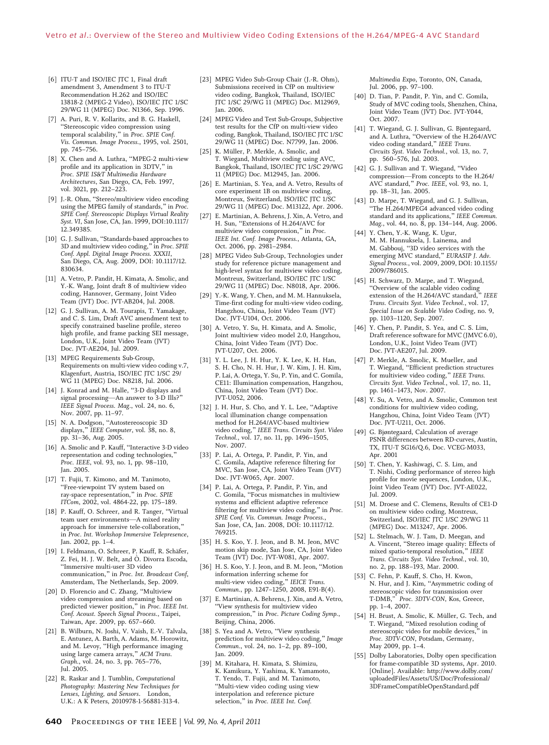[6] ITU-T and ISO/IEC JTC 1, Final draft amendment 3, Amendment 3 to ITU-T Recommendation H.262 and ISO/IEC 13818-2 (MPEG-2 Video), ISO/IEC JTC 1/SC 29/WG 11 (MPEG) Doc. N1366, Sep. 1996.

[7] A. Puri, R. V. Kollarits, and B. G. Haskell, "Stereoscopic video compression using temporal scalability," in *Proc. SPIE Conf. Vis. Commun. Image Process.*, 1995, vol. 2501, pp. 745–756.

[8] X. Chen and A. Luthra, "MPEG-2 multi-view profile and its application in 3DTV," in *Proc. SPIE IS&T Multimedia Hardware Architectures*, San Diego, CA, Feb. 1997, vol. 3021, pp. 212–223.

[9] J.-R. Ohm, "Stereo/multiview video encoding using the MPEG family of standards," in *Proc. SPIE Conf. Stereoscopic Displays Virtual Reality Syst. VI*, San Jose, CA, Jan. 1999, DOI:10.1117/12.349385.

[10] G. J. Sullivan, "Standards-based approaches to 3D and multiview video coding," in *Proc. SPIE Conf. Appl. Digital Image Process. XXXII*, San Diego, CA, Aug. 2009, DOI: 10.1117/12.830634.

[11] A. Vetro, P. Pandit, H. Kimata, A. Smolic, and Y.-K. Wang, Joint draft 8 of multiview video coding, Hannover, Germany, Joint Video Team (JVT) Doc. JVT-AB204, Jul. 2008.

[12] G. J. Sullivan, A. M. Tourapis, T. Yamakage, and C. S. Lim, Draft AVC amendment text to specify constrained baseline profile, stereo high profile, and frame packing SEI message, London, U.K., Joint Video Team (JVT) Doc. JVT-AE204, Jul. 2009.

[13] MPEG Requirements Sub-Group, Requirements on multi-view video coding v.7, Klagenfurt, Austria, ISO/IEC JTC 1/SC 29/WG 11 (MPEG) Doc. N8218, Jul. 2006.

[14] J. Konrad and M. Halle, "3-D displays and signal processing—An answer to 3-D Ills?" *IEEE Signal Process. Mag.*, vol. 24, no. 6, Nov. 2007, pp. 11–97.

[15] N. A. Dodgson, "Autostereoscopic 3D displays," *IEEE Computer*, vol. 38, no. 8, pp. 31–36, Aug. 2005.

[16] A. Smolic and P. Kauff, "Interactive 3-D video representation and coding technologies," *Proc. IEEE*, vol. 93, no. 1, pp. 98–110, Jan. 2005.

[17] T. Fujii, T. Kimono, and M. Tanimoto, "Free-viewpoint TV system based on ray-space representation," in *Proc. SPIE ITCom*, 2002, vol. 4864-22, pp. 175–189.

[18] P. Kauff, O. Schreer, and R. Tanger, "Virtual team user environments—A mixed reality approach for immersive tele-collaboration," in *Proc. Int. Workshop Immersive Telepresence*, Jan. 2002, pp. 1–4.

[19] I. Feldmann, O. Schreer, P. Kauff, R. Schäfer, Z. Fei, H. J. W. Belt, and Ò. Divorra Escoda, "Immersive multi-user 3D video communication," in *Proc. Int. Broadcast Conf*, Amsterdam, The Netherlands, Sep. 2009.

[20] D. Florencio and C. Zhang, "Multiview video compression and streaming based on predicted viewer position," in *Proc. IEEE Int. Conf. Acoust. Speech Signal Process.*, Taipei, Taiwan, Apr. 2009, pp. 657–660.

[21] B. Wilburn, N. Joshi, V. Vaish, E.-V. Talvala, E. Antunez, A. Barth, A. Adams, M. Horowitz, and M. Levoy, "High performance imaging using large camera arrays," *ACM Trans. Graph.*, vol. 24, no. 3, pp. 765–776, Jul. 2005.

[22] R. Raskar and J. Tumblin, *Computational Photography: Mastering New Techniques for Lenses, Lighting, and Sensors*. London, U.K.: A K Peters, 2010978-1-56881-313-4.

[23] MPEG Video Sub-Group Chair (J.-R. Ohm), Submissions received in CfP on multiview video coding, Bangkok, Thailand, ISO/IEC JTC 1/SC 29/WG 11 (MPEG) Doc. M12969, Jan. 2006.

[24] MPEG Video and Test Sub-Groups, Subjective test results for the CfP on multi-view video coding, Bangkok, Thailand, ISO/IEC JTC 1/SC 29/WG 11 (MPEG) Doc. N7799, Jan. 2006.

[25] K. Müller, P. Merkle, A. Smolic, and T. Wiegand, Multiview coding using AVC, Bangkok, Thailand, ISO/IEC JTC 1/SC 29/WG 11 (MPEG) Doc. M12945, Jan. 2006.

[26] E. Martinian, S. Yea, and A. Vetro, Results of core experiment 1B on multiview coding, Montreux, Switzerland, ISO/IEC JTC 1/SC 29/WG 11 (MPEG) Doc. M13122, Apr. 2006.

[27] E. Martinian, A. Behrens, J. Xin, A. Vetro, and H. Sun, "Extensions of H.264/AVC for multiview video compression," in *Proc. IEEE Int. Conf. Image Process.*, Atlanta, GA, Oct. 2006, pp. 2981–2984.

[28] MPEG Video Sub-Group, Technologies under study for reference picture management and high-level syntax for multiview video coding, Montreux, Switzerland, ISO/IEC JTC 1/SC 29/WG 11 (MPEG) Doc. N8018, Apr. 2006.

[29] Y.-K. Wang, Y. Chen, and M. M. Hannuksela, Time-first coding for multi-view video coding, Hangzhou, China, Joint Video Team (JVT) Doc. JVT-U104, Oct. 2006.

[30] A. Vetro, Y. Su, H. Kimata, and A. Smolic, Joint multiview video model 2.0, Hangzhou, China, Joint Video Team (JVT) Doc. JVT-U207, Oct. 2006.

[31] Y. L. Lee, J. H. Hur, Y. K. Lee, K. H. Han, S. H. Cho, N. H. Hur, J. W. Kim, J. H. Kim, P. Lai, A. Ortega, Y. Su, P. Yin, and C. Gomila, CE11: Illumination compensation, Hangzhou, China, Joint Video Team (JVT) Doc. JVT-U052, 2006.

[32] J. H. Hur, S. Cho, and Y. L. Lee, "Adaptive local illumination change compensation method for H.264/AVC-based multiview video coding," *IEEE Trans. Circuits Syst. Video Technol.*, vol. 17, no. 11, pp. 1496–1505, Nov. 2007.

[33] P. Lai, A. Ortega, P. Pandit, P. Yin, and C. Gomila, Adaptive reference filtering for MVC, San Jose, CA, Joint Video Team (JVT) Doc. JVT-W065, Apr. 2007.

[34] P. Lai, A. Ortega, P. Pandit, P. Yin, and C. Gomila, "Focus mismatches in multiview systems and efficient adaptive reference filtering for multiview video coding," in *Proc. SPIE Conf. Vis. Commun. Image Process.*, San Jose, CA, Jan. 2008, DOI: 10.1117/12.769215.

[35] H. S. Koo, Y. J. Jeon, and B. M. Jeon, MVC motion skip mode, San Jose, CA, Joint Video Team (JVT) Doc. JVT-W081, Apr. 2007.

[36] H. S. Koo, Y. J. Jeon, and B. M. Jeon, "Motion information inferring scheme for multi-view video coding," *IEICE Trans. Commun.*, pp. 1247–1250, 2008, E91-B(4).

[37] E. Martinian, A. Behrens, J. Xin, and A. Vetro, "View synthesis for multiview video compression," in *Proc. Picture Coding Symp.*, Beijing, China, 2006.

[38] S. Yea and A. Vetro, "View synthesis prediction for multiview video coding," *Image Commun.*, vol. 24, no. 1–2, pp. 89–100, Jan. 2009.

[39] M. Kitahara, H. Kimata, S. Shimizu, K. Kamikura, Y. Yashima, K. Yamamoto, T. Yendo, T. Fujii, and M. Tanimoto, "Multi-view video coding using view interpolation and reference picture selection," in *Proc. IEEE Int. Conf. Multimedia Expo*, Toronto, ON, Canada, Jul. 2006, pp. 97–100.

[40] D. Tian, P. Pandit, P. Yin, and C. Gomila, Study of MVC coding tools, Shenzhen, China, Joint Video Team (JVT) Doc. JVT-Y044, Oct. 2007.

[41] T. Wiegand, G. J. Sullivan, G. Bjøntegaard, and A. Luthra, "Overview of the H.264/AVC video coding standard," *IEEE Trans. Circuits Syst. Video Technol.*, vol. 13, no. 7, pp. 560–576, Jul. 2003.

[42] G. J. Sullivan and T. Wiegand, "Video compression—From concepts to the H.264/AVC standard," *Proc. IEEE*, vol. 93, no. 1, pp. 18–31, Jan. 2005.

[43] D. Marpe, T. Wiegand, and G. J. Sullivan, "The H.264/MPEG4 advanced video coding standard and its applications," *IEEE Commun. Mag.*, vol. 44, no. 8, pp. 134–144, Aug. 2006.

[44] Y. Chen, Y.-K. Wang, K. Ugur, M. M. Hannuksela, J. Lainema, and M. Gabbouj, "3D video services with the emerging MVC standard," *EURASIP J. Adv. Signal Process.*, vol. 2009, 2009, DOI: 10.1155/2009/786015.

[45] H. Schwarz, D. Marpe, and T. Wiegand, "Overview of the scalable video coding extension of the H.264/AVC standard," *IEEE Trans. Circuits Syst. Video Technol.*, vol. 17, *Special Issue on Scalable Video Coding*, no. 9, pp. 1103–1120, Sep. 2007.

[46] Y. Chen, P. Pandit, S. Yea, and C. S. Lim, Draft reference software for MVC (JMVC 6.0), London, U.K., Joint Video Team (JVT) Doc. JVT-AE207, Jul. 2009.

[47] P. Merkle, A. Smolic, K. Mueller, and T. Wiegand, "Efficient prediction structures for multiview video coding," *IEEE Trans. Circuits Syst. Video Technol.*, vol. 17, no. 11, pp. 1461–1473, Nov. 2007.

[48] Y. Su, A. Vetro, and A. Smolic, Common test conditions for multiview video coding, Hangzhou, China, Joint Video Team (JVT) Doc. JVT-U211, Oct. 2006.

[49] G. Bjøntegaard, Calculation of average PSNR differences between RD-curves, Austin, TX, ITU-T SG16/Q.6, Doc. VCEG-M033, Apr. 2001

[50] T. Chen, Y. Kashiwagi, C. S. Lim, and T. Nishi, Coding performance of stereo high profile for movie sequences, London, U.K., Joint Video Team (JVT) Doc. JVT-AE022, Jul. 2009.

[51] M. Droese and C. Clemens, Results of CE1-D on multiview video coding, Montreux, Switzerland, ISO/IEC JTC 1/SC 29/WG 11 (MPEG) Doc. M13247, Apr. 2006.

[52] L. Stelmach, W. J. Tam, D. Meegan, and A. Vincent, "Stereo image quality: Effects of mixed spatio-temporal resolution," *IEEE Trans. Circuits Syst. Video Technol.*, vol. 10, no. 2, pp. 188–193, Mar. 2000.

[53] C. Fehn, P. Kauff, S. Cho, H. Kwon, N. Hur, and J. Kim, "Asymmetric coding of stereoscopic video for transmission over T-DMB," *Proc. 3DTV-CON*, Kos, Greece, pp. 1–4, 2007.

[54] H. Brust, A. Smolic, K. Müller, G. Tech, and T. Wiegand, "Mixed resolution coding of stereoscopic video for mobile devices," in *Proc. 3DTV-CON*, Potsdam, Germany, May 2009, pp. 1–4.

[55] Dolby Laboratories, Dolby open specification for frame-compatible 3D systems, Apr. 2010. [Online]. Available: http://www.dolby.com/uploadedFiles/Assets/US/Doc/Professional/3DFrameCompatibleOpenStandard.pdf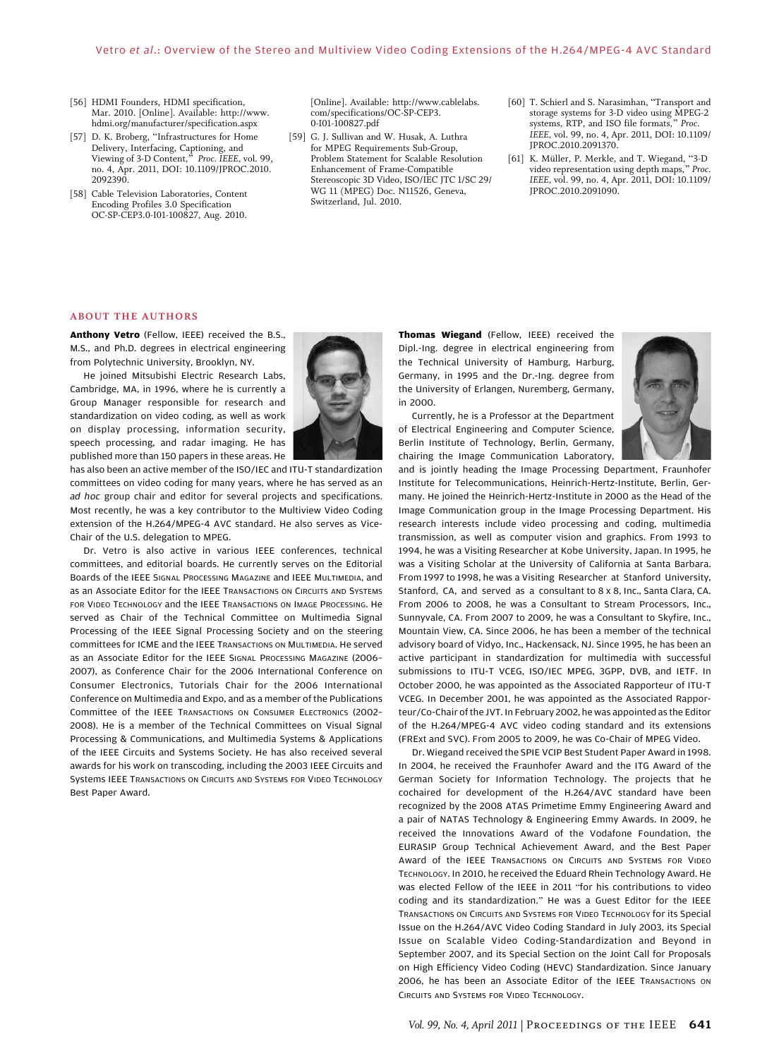[56] HDMI Founders, HDMI specification, Mar. 2010. [Online]. Available: http://www.hdmi.org/manufacturer/specification.aspx

[57] D. K. Broberg, "Infrastructures for Home Delivery, Interfacing, Captioning, and Viewing of 3-D Content," *Proc. IEEE*, vol. 99, no. 4, Apr. 2011, DOI: 10.1109/JPROC.2010.2092390.

[58] Cable Television Laboratories, Content Encoding Profiles 3.0 Specification OC-SP-CEP3.0-I01-100827, Aug. 2010. [Online]. Available: http://www.cablelabs.com/specifications/OC-SP-CEP3.0-I01-100827.pdf

[59] G. J. Sullivan and W. Husak, A. Luthra for MPEG Requirements Sub-Group, Problem Statement for Scalable Resolution Enhancement of Frame-Compatible Stereoscopic 3D Video, ISO/IEC JTC 1/SC 29/WG 11 (MPEG) Doc. N11526, Geneva, Switzerland, Jul. 2010.

[60] T. Schierl and S. Narasimhan, "Transport and storage systems for 3-D video using MPEG-2 systems, RTP, and ISO file formats," *Proc. IEEE*, vol. 99, no. 4, Apr. 2011, DOI: 10.1109/JPROC.2010.2091370.

[61] K. Müller, P. Merkle, and T. Wiegand, "3-D video representation using depth maps," *Proc. IEEE*, vol. 99, no. 4, Apr. 2011, DOI: 10.1109/JPROC.2010.2091090.

## ABOUT THE AUTHORS

**Anthony Vetro** (Fellow, IEEE) received the B.S., M.S., and Ph.D. degrees in electrical engineering from Polytechnic University, Brooklyn, NY.

He joined Mitsubishi Electric Research Labs, Cambridge, MA, in 1996, where he is currently a Group Manager responsible for research and standardization on video coding, as well as work on display processing, information security, speech processing, and radar imaging. He has published more than 150 papers in these areas. He has also been an active member of the ISO/IEC and ITU-T standardization committees on video coding for many years, where he has served as an *ad hoc* group chair and editor for several projects and specifications. Most recently, he was a key contributor to the Multiview Video Coding extension of the H.264/MPEG-4 AVC standard. He also serves as Vice-Chair of the U.S. delegation to MPEG.

Dr. Vetro is also active in various IEEE conferences, technical committees, and editorial boards. He currently serves on the Editorial Boards of the IEEE Signal Processing Magazine and IEEE Multimedia, and as an Associate Editor for the IEEE Transactions on Circuits and Systems for Video Technology and the IEEE Transactions on Image Processing. He served as Chair of the Technical Committee on Multimedia Signal Processing of the IEEE Signal Processing Society and on the steering committees for ICME and the IEEE Transactions on Multimedia. He served as an Associate Editor for the IEEE Signal Processing Magazine (2006–2007), as Conference Chair for the 2006 International Conference on Consumer Electronics, Tutorials Chair for the 2006 International Conference on Multimedia and Expo, and as a member of the Publications Committee of the IEEE Transactions on Consumer Electronics (2002–2008). He is a member of the Technical Committees on Visual Signal Processing & Communications, and Multimedia Systems & Applications of the IEEE Circuits and Systems Society. He has also received several awards for his work on transcoding, including the 2003 IEEE Circuits and Systems IEEE Transactions on Circuits and Systems for Video Technology Best Paper Award.

**Thomas Wiegand** (Fellow, IEEE) received the Dipl.-Ing. degree in electrical engineering from the Technical University of Hamburg, Harburg, Germany, in 1995 and the Dr.-Ing. degree from the University of Erlangen, Nuremberg, Germany, in 2000.

Currently, he is a Professor at the Department of Electrical Engineering and Computer Science, Berlin Institute of Technology, Berlin, Germany, chairing the Image Communication Laboratory, and is jointly heading the Image Processing Department, Fraunhofer Institute for Telecommunications, Heinrich-Hertz-Institute, Berlin, Germany. He joined the Heinrich-Hertz-Institute in 2000 as the Head of the Image Communication group in the Image Processing Department. His research interests include video processing and coding, multimedia transmission, as well as computer vision and graphics. From 1993 to 1994, he was a Visiting Researcher at Kobe University, Japan. In 1995, he was a Visiting Scholar at the University of California at Santa Barbara. From 1997 to 1998, he was a Visiting Researcher at Stanford University, Stanford, CA, and served as a consultant to 8 x 8, Inc., Santa Clara, CA. From 2006 to 2008, he was a Consultant to Stream Processors, Inc., Sunnyvale, CA. From 2007 to 2009, he was a Consultant to Skyfire, Inc., Mountain View, CA. Since 2006, he has been a member of the technical advisory board of Vidyo, Inc., Hackensack, NJ. Since 1995, he has been an active participant in standardization for multimedia with successful submissions to ITU-T VCEG, ISO/IEC MPEG, 3GPP, DVB, and IETF. In October 2000, he was appointed as the Associated Rapporteur of ITU-T VCEG. In December 2001, he was appointed as the Associated Rapporteur/Co-Chair of the JVT. In February 2002, he was appointed as the Editor of the H.264/MPEG-4 AVC video coding standard and its extensions (FRExt and SVC). From 2005 to 2009, he was Co-Chair of MPEG Video.

Dr. Wiegand received the SPIE VCIP Best Student Paper Award in 1998. In 2004, he received the Fraunhofer Award and the ITG Award of the German Society for Information Technology. The projects that he cochaired for development of the H.264/AVC standard have been recognized by the 2008 ATAS Primetime Emmy Engineering Award and a pair of NATAS Technology & Engineering Emmy Awards. In 2009, he received the Innovations Award of the Vodafone Foundation, the EURASIP Group Technical Achievement Award, and the Best Paper Award of the IEEE Transactions on Circuits and Systems for Video Technology. In 2010, he received the Eduard Rhein Technology Award. He was elected Fellow of the IEEE in 2011 "for his contributions to video coding and its standardization." He was a Guest Editor for the IEEE Transactions on Circuits and Systems for Video Technology for its Special Issue on the H.264/AVC Video Coding Standard in July 2003, its Special Issue on Scalable Video Coding-Standardization and Beyond in September 2007, and its Special Section on the Joint Call for Proposals on High Efficiency Video Coding (HEVC) Standardization. Since January 2006, he has been an Associate Editor of the IEEE Transactions on Circuits and Systems for Video Technology.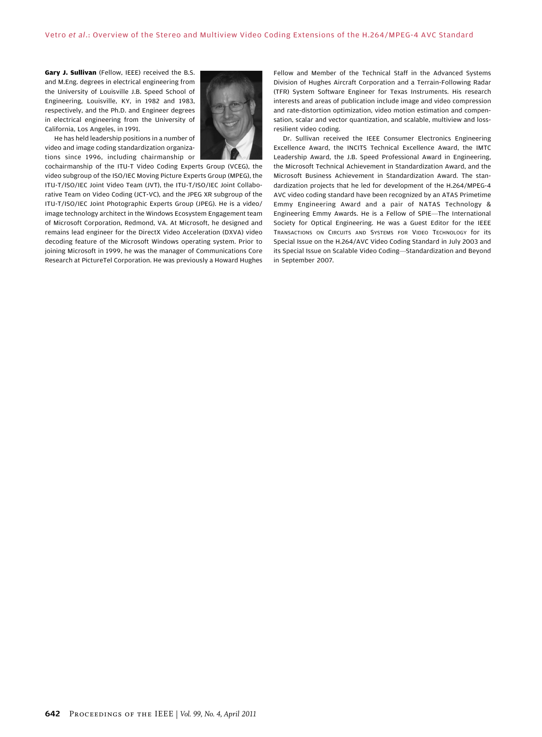**Gary J. Sullivan** (Fellow, IEEE) received the B.S. and M.Eng. degrees in electrical engineering from the University of Louisville J.B. Speed School of Engineering, Louisville, KY, in 1982 and 1983, respectively, and the Ph.D. and Engineer degrees in electrical engineering from the University of California, Los Angeles, in 1991.

He has held leadership positions in a number of video and image coding standardization organizations since 1996, including chairmanship or cochairmanship of the ITU-T Video Coding Experts Group (VCEG), the video subgroup of the ISO/IEC Moving Picture Experts Group (MPEG), the ITU-T/ISO/IEC Joint Video Team (JVT), the ITU-T/ISO/IEC Joint Collaborative Team on Video Coding (JCT-VC), and the JPEG XR subgroup of the ITU-T/ISO/IEC Joint Photographic Experts Group (JPEG). He is a video/image technology architect in the Windows Ecosystem Engagement team of Microsoft Corporation, Redmond, VA. At Microsoft, he designed and remains lead engineer for the DirectX Video Acceleration (DXVA) video decoding feature of the Microsoft Windows operating system. Prior to joining Microsoft in 1999, he was the manager of Communications Core Research at PictureTel Corporation. He was previously a Howard Hughes Fellow and Member of the Technical Staff in the Advanced Systems Division of Hughes Aircraft Corporation and a Terrain-Following Radar (TFR) System Software Engineer for Texas Instruments. His research interests and areas of publication include image and video compression and rate-distortion optimization, video motion estimation and compensation, scalar and vector quantization, and scalable, multiview and loss-resilient video coding.

Dr. Sullivan received the IEEE Consumer Electronics Engineering Excellence Award, the INCITS Technical Excellence Award, the IMTC Leadership Award, the J.B. Speed Professional Award in Engineering, the Microsoft Technical Achievement in Standardization Award, and the Microsoft Business Achievement in Standardization Award. The standardization projects that he led for development of the H.264/MPEG-4 AVC video coding standard have been recognized by an ATAS Primetime Emmy Engineering Award and a pair of NATAS Technology & Engineering Emmy Awards. He is a Fellow of SPIE—The International Society for Optical Engineering. He was a Guest Editor for the IEEE TRANSACTIONS ON CIRCUITS AND SYSTEMS FOR VIDEO TECHNOLOGY for its Special Issue on the H.264/AVC Video Coding Standard in July 2003 and its Special Issue on Scalable Video Coding—Standardization and Beyond in September 2007.